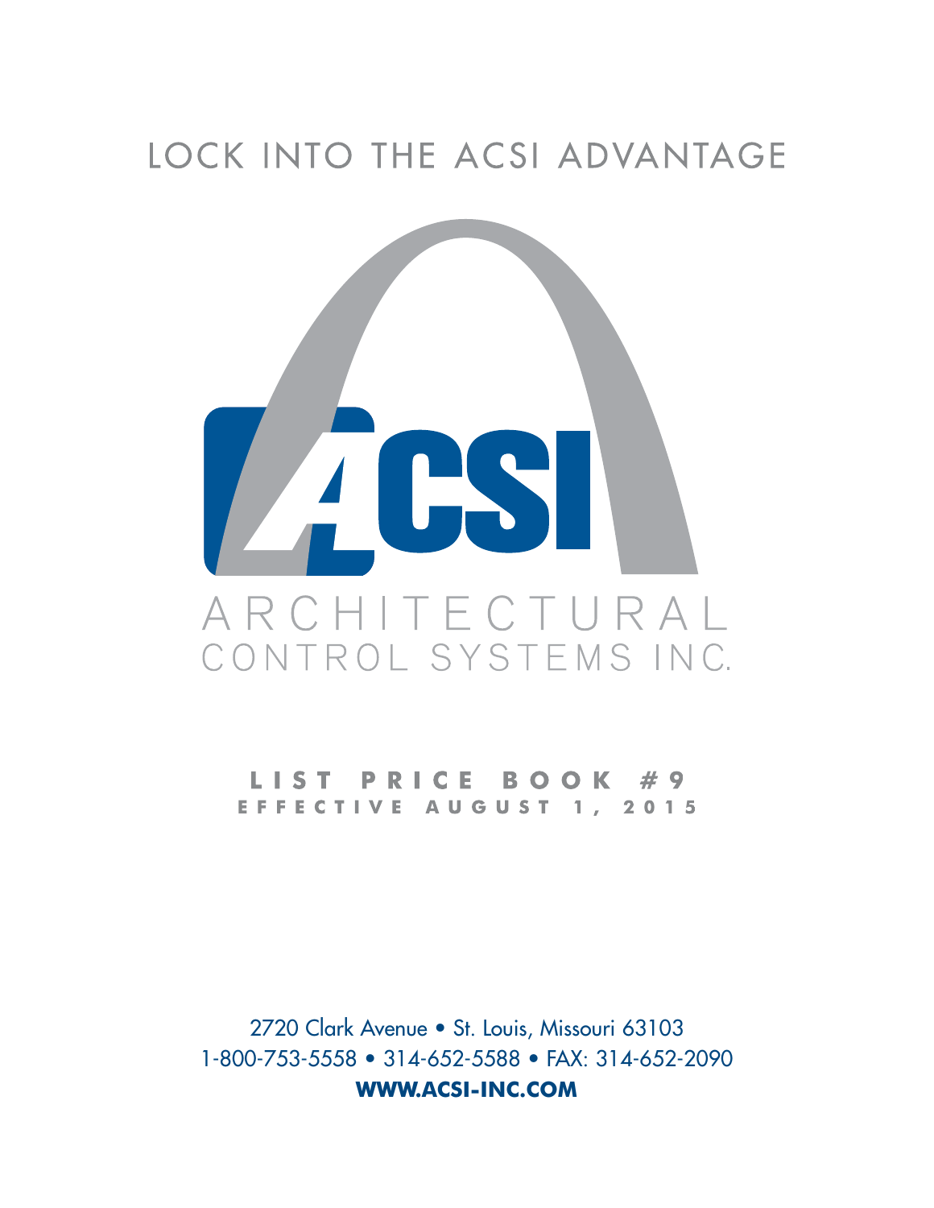# LOCK INTO THE ACSI ADVANTAGE

ACSI

ARCHITECTURAL CONTROL SYSTEMS INC.

## LIST PRICE BOOK #9

**EFFECTIVE AUGUST 1, 2015**

2720 Clark Avenue • St. Louis, Missouri 63103

1-800-753-5558 • 314-652-5588 • FAX: 314-652-2090

**WWW.ACSI-INC.COM**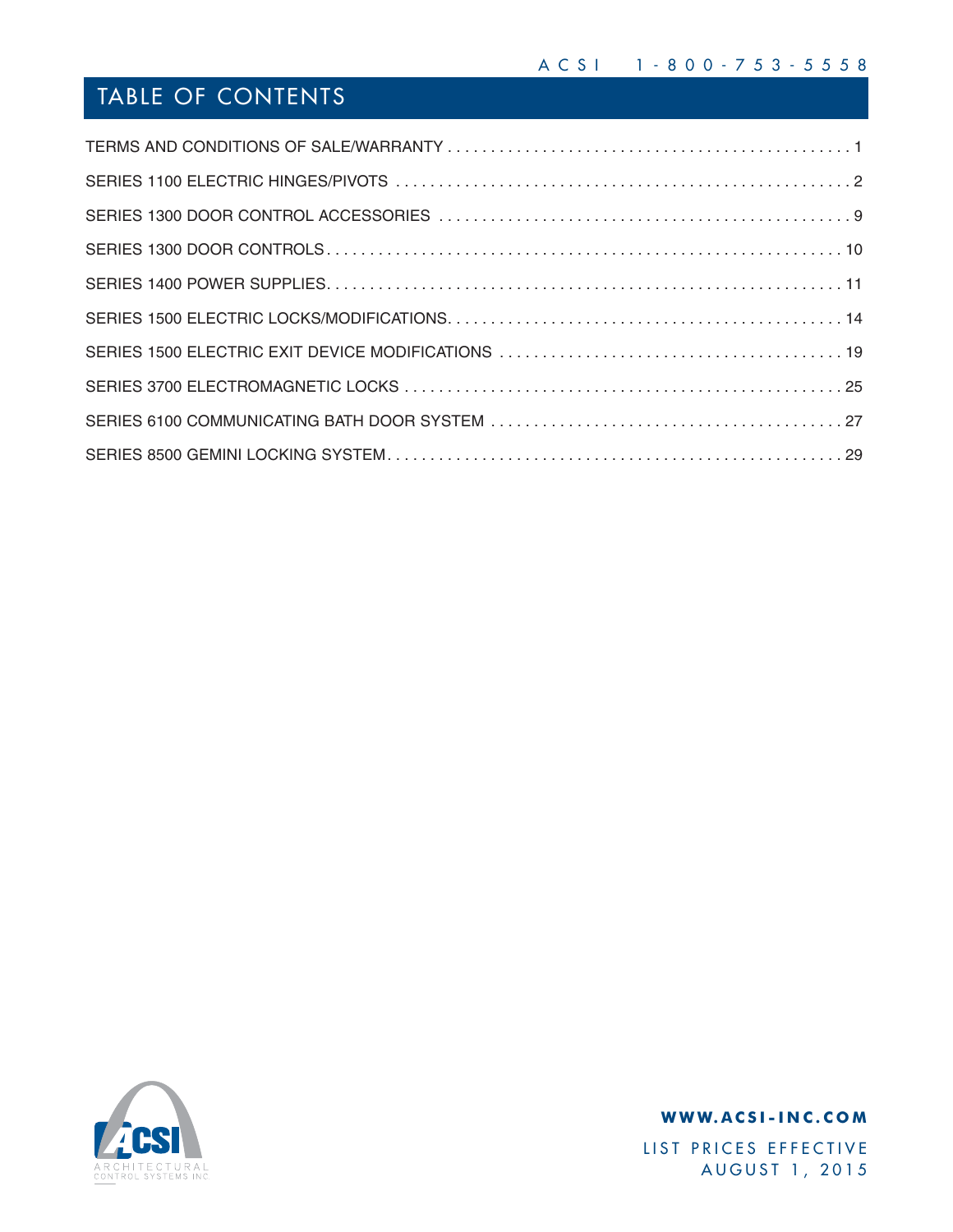# TABLE OF CONTENTS

| Section | Page |
|---|---|
| TERMS AND CONDITIONS OF SALE/WARRANTY | 1 |
| SERIES 1100 ELECTRIC HINGES/PIVOTS | 2 |
| SERIES 1300 DOOR CONTROL ACCESSORIES | 9 |
| SERIES 1300 DOOR CONTROLS | 10 |
| SERIES 1400 POWER SUPPLIES | 11 |
| SERIES 1500 ELECTRIC LOCKS/MODIFICATIONS | 14 |
| SERIES 1500 ELECTRIC EXIT DEVICE MODIFICATIONS | 19 |
| SERIES 3700 ELECTROMAGNETIC LOCKS | 25 |
| SERIES 6100 COMMUNICATING BATH DOOR SYSTEM | 27 |
| SERIES 8500 GEMINI LOCKING SYSTEM | 29 |

ACSI ARCHITECTURAL CONTROL SYSTEMS INC.

**WWW.ACSI-INC.COM**

LIST PRICES EFFECTIVE AUGUST 1, 2015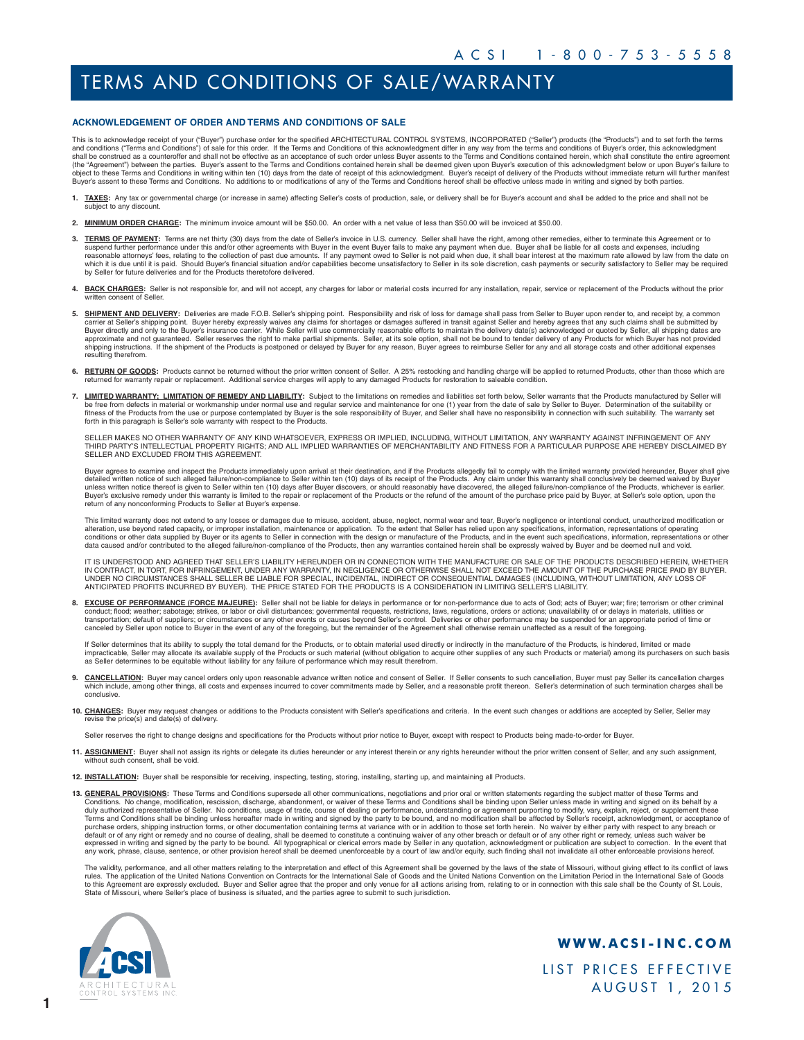# TERMS AND CONDITIONS OF SALE/WARRANTY

## ACKNOWLEDGEMENT OF ORDER AND TERMS AND CONDITIONS OF SALE

This is to acknowledge receipt of your ("Buyer") purchase order for the specified ARCHITECTURAL CONTROL SYSTEMS, INCORPORATED ("Seller") products (the "Products") and to set forth the terms and conditions ("Terms and Conditions") of sale for this order. If the Terms and Conditions of this acknowledgment differ in any way from the terms and conditions of Buyer's order, this acknowledgment shall be construed as a counteroffer and shall not be effective as an acceptance of such order unless Buyer assents to the Terms and Conditions contained herein, which shall constitute the entire agreement (the "Agreement") between the parties. Buyer's assent to the Terms and Conditions contained herein shall be deemed given upon Buyer's execution of this acknowledgment below or upon Buyer's failure to object to these Terms and Conditions in writing within ten (10) days from the date of receipt of this acknowledgment. Buyer's receipt of delivery of the Products without immediate return will further manifest Buyer's assent to these Terms and Conditions. No additions to or modifications of any of the Terms and Conditions hereof shall be effective unless made in writing and signed by both parties.

1. **TAXES:** Any tax or governmental charge (or increase in same) affecting Seller's costs of production, sale, or delivery shall be for Buyer's account and shall be added to the price and shall not be subject to any discount.

2. **MINIMUM ORDER CHARGE:** The minimum invoice amount will be $50.00. An order with a net value of less than $50.00 will be invoiced at $50.00.

3. **TERMS OF PAYMENT:** Terms are net thirty (30) days from the date of Seller's invoice in U.S. currency. Seller shall have the right, among other remedies, either to terminate this Agreement or to suspend further performance under this and/or other agreements with Buyer in the event Buyer fails to make any payment when due. Buyer shall be liable for all costs and expenses, including reasonable attorneys' fees, relating to the collection of past due amounts. If any payment owed to Seller is not paid when due, it shall bear interest at the maximum rate allowed by law from the date on which it is due until it is paid. Should Buyer's financial situation and/or capabilities become unsatisfactory to Seller in its sole discretion, cash payments or security satisfactory to Seller may be required by Seller for future deliveries and for the Products theretofore delivered.

4. **BACK CHARGES:** Seller is not responsible for, and will not accept, any charges for labor or material costs incurred for any installation, repair, service or replacement of the Products without the prior written consent of Seller.

5. **SHIPMENT AND DELIVERY:** Deliveries are made F.O.B. Seller's shipping point. Responsibility and risk of loss for damage shall pass from Seller to Buyer upon render to, and receipt by, a common carrier at Seller's shipping point. Buyer hereby expressly waives any claims for shortages or damages suffered in transit against Seller and hereby agrees that any such claims shall be submitted by Buyer directly and only to the Buyer's insurance carrier. While Seller will use commercially reasonable efforts to maintain the delivery date(s) acknowledged or quoted by Seller, all shipping dates are approximate and not guaranteed. Seller reserves the right to make partial shipments. Seller, at its sole option, shall not be bound to tender delivery of any Products for which Buyer has not provided shipping instructions. If the shipment of the Products is postponed or delayed by Buyer for any reason, Buyer agrees to reimburse Seller for any and all storage costs and other additional expenses resulting therefrom.

6. **RETURN OF GOODS:** Products cannot be returned without the prior written consent of Seller. A 25% restocking and handling charge will be applied to returned Products, other than those which are returned for warranty repair or replacement. Additional service charges will apply to any damaged Products for restoration to saleable condition.

7. **LIMITED WARRANTY; LIMITATION OF REMEDY AND LIABILITY:** Subject to the limitations on remedies and liabilities set forth below, Seller warrants that the Products manufactured by Seller will be free from defects in material or workmanship under normal use and regular service and maintenance for one (1) year from the date of sale by Seller to Buyer. Determination of the suitability or fitness of the Products from the use or purpose contemplated by Buyer is the sole responsibility of Buyer, and Seller shall have no responsibility in connection with such suitability. The warranty set forth in this paragraph is Seller's sole warranty with respect to the Products.

   SELLER MAKES NO OTHER WARRANTY OF ANY KIND WHATSOEVER, EXPRESS OR IMPLIED, INCLUDING, WITHOUT LIMITATION, ANY WARRANTY AGAINST INFRINGEMENT OF ANY THIRD PARTY'S INTELLECTUAL PROPERTY RIGHTS; AND ALL IMPLIED WARRANTIES OF MERCHANTABILITY AND FITNESS FOR A PARTICULAR PURPOSE ARE HEREBY DISCLAIMED BY SELLER AND EXCLUDED FROM THIS AGREEMENT.

   Buyer agrees to examine and inspect the Products immediately upon arrival at their destination, and if the Products allegedly fail to comply with the limited warranty provided hereunder, Buyer shall give detailed written notice of such alleged failure/non-compliance to Seller within ten (10) days of its receipt of the Products. Any claim under this warranty shall conclusively be deemed waived by Buyer unless written notice thereof is given to Seller within ten (10) days after Buyer discovers, or should reasonably have discovered, the alleged failure/non-compliance of the Products, whichever is earlier. Buyer's exclusive remedy under this warranty is limited to the repair or replacement of the Products or the refund of the amount of the purchase price paid by Buyer, at Seller's sole option, upon the return of any nonconforming Products to Seller at Buyer's expense.

   This limited warranty does not extend to any losses or damages due to misuse, accident, abuse, neglect, normal wear and tear, Buyer's negligence or intentional conduct, unauthorized modification or alteration, use beyond rated capacity, or improper installation, maintenance or application. To the extent that Seller has relied upon any specifications, information, representations of operating conditions or other data supplied by Buyer or its agents to Seller in connection with the design or manufacture of the Products, and in the event such specifications, information, representations or other data caused and/or contributed to the alleged failure/non-compliance of the Products, then any warranties contained herein shall be expressly waived by Buyer and be deemed null and void.

   IT IS UNDERSTOOD AND AGREED THAT SELLER'S LIABILITY HEREUNDER OR IN CONNECTION WITH THE MANUFACTURE OR SALE OF THE PRODUCTS DESCRIBED HEREIN, WHETHER IN CONTRACT, IN TORT, FOR INFRINGEMENT, UNDER ANY WARRANTY, IN NEGLIGENCE OR OTHERWISE SHALL NOT EXCEED THE AMOUNT OF THE PURCHASE PRICE PAID BY BUYER. UNDER NO CIRCUMSTANCES SHALL SELLER BE LIABLE FOR SPECIAL, INCIDENTAL, INDIRECT OR CONSEQUENTIAL DAMAGES (INCLUDING, WITHOUT LIMITATION, ANY LOSS OF ANTICIPATED PROFITS INCURRED BY BUYER). THE PRICE STATED FOR THE PRODUCTS IS A CONSIDERATION IN LIMITING SELLER'S LIABILITY.

8. **EXCUSE OF PERFORMANCE (FORCE MAJEURE):** Seller shall not be liable for delays in performance or for non-performance due to acts of God; acts of Buyer; war; fire; terrorism or other criminal conduct; flood; weather; sabotage; strikes, or labor or civil disturbances; governmental requests, restrictions, laws, regulations, orders or actions; unavailability of or delays in materials, utilities or transportation; default of suppliers; or circumstances or any other events or causes beyond Seller's control. Deliveries or other performance may be suspended for an appropriate period of time or canceled by Seller upon notice to Buyer in the event of any of the foregoing, but the remainder of the Agreement shall otherwise remain unaffected as a result of the foregoing.

   If Seller determines that its ability to supply the total demand for the Products, or to obtain material used directly or indirectly in the manufacture of the Products, is hindered, limited or made impracticable, Seller may allocate its available supply of the Products or such material (without obligation to acquire other supplies of any such Products or material) among its purchasers on such basis as Seller determines to be equitable without liability for any failure of performance which may result therefrom.

9. **CANCELLATION:** Buyer may cancel orders only upon reasonable advance written notice and consent of Seller. If Seller consents to such cancellation, Buyer must pay Seller its cancellation charges which include, among other things, all costs and expenses incurred to cover commitments made by Seller, and a reasonable profit thereon. Seller's determination of such termination charges shall be conclusive.

10. **CHANGES:** Buyer may request changes or additions to the Products consistent with Seller's specifications and criteria. In the event such changes or additions are accepted by Seller, Seller may revise the price(s) and date(s) of delivery.

    Seller reserves the right to change designs and specifications for the Products without prior notice to Buyer, except with respect to Products being made-to-order for Buyer.

11. **ASSIGNMENT:** Buyer shall not assign its rights or delegate its duties hereunder or any interest therein or any rights hereunder without the prior written consent of Seller, and any such assignment, without such consent, shall be void.

12. **INSTALLATION:** Buyer shall be responsible for receiving, inspecting, testing, storing, installing, starting up, and maintaining all Products.

13. **GENERAL PROVISIONS:** These Terms and Conditions supersede all other communications, negotiations and prior oral or written statements regarding the subject matter of these Terms and Conditions. No change, modification, rescission, discharge, abandonment, or waiver of these Terms and Conditions shall be binding upon Seller unless made in writing and signed on its behalf by a duly authorized representative of Seller. No conditions, usage of trade, course of dealing or performance, understanding or agreement purporting to modify, vary, explain, reject, or supplement these Terms and Conditions shall be binding unless hereafter made in writing and signed by the party to be bound, and no modification shall be affected by Seller's receipt, acknowledgment, or acceptance of purchase orders, shipping instruction forms, or other documentation containing terms at variance with or in addition to those set forth herein. No waiver by either party with respect to any breach or default or of any right or remedy and no course of dealing, shall be deemed to constitute a continuing waiver of any other breach or default or of any other right or remedy, unless such waiver be expressed in writing and signed by the party to be bound. All typographical or clerical errors made by Seller in any quotation, acknowledgment or publication are subject to correction. In the event that any work, phrase, clause, sentence, or other provision hereof shall be deemed unenforceable by a court of law and/or equity, such finding shall not invalidate all other enforceable provisions hereof.

    The validity, performance, and all other matters relating to the interpretation and effect of this Agreement shall be governed by the laws of the state of Missouri, without giving effect to its conflict of laws rules. The application of the United Nations Convention on Contracts for the International Sale of Goods and the United Nations Convention on the Limitation Period in the International Sale of Goods to this Agreement are expressly excluded. Buyer and Seller agree that the proper and only venue for all actions arising from, relating to or in connection with this sale shall be the County of St. Louis, State of Missouri, where Seller's place of business is situated, and the parties agree to submit to such jurisdiction.

**WWW.ACSI-INC.COM**

LIST PRICES EFFECTIVE AUGUST 1, 2015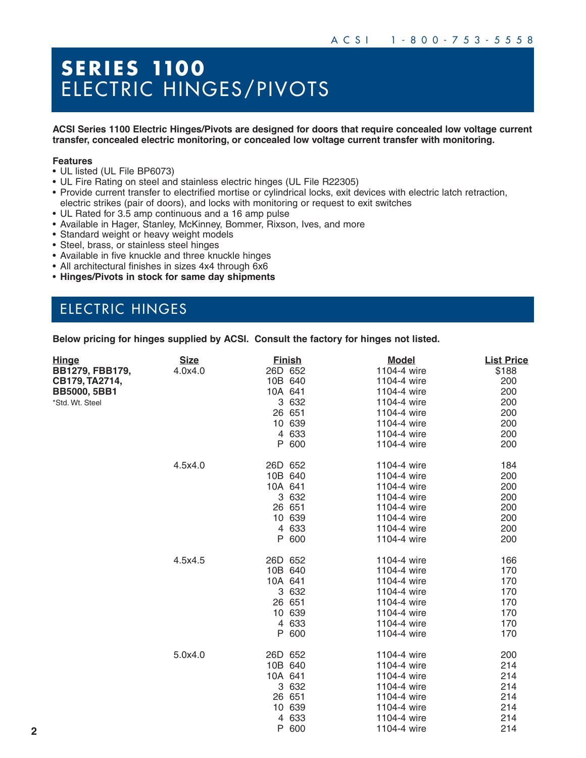# SERIES 1100
## ELECTRIC HINGES/PIVOTS

**ACSI Series 1100 Electric Hinges/Pivots are designed for doors that require concealed low voltage current transfer, concealed electric monitoring, or concealed low voltage current transfer with monitoring.**

**Features**

- UL listed (UL File BP6073)
- UL Fire Rating on steel and stainless electric hinges (UL File R22305)
- Provide current transfer to electrified mortise or cylindrical locks, exit devices with electric latch retraction, electric strikes (pair of doors), and locks with monitoring or request to exit switches
- UL Rated for 3.5 amp continuous and a 16 amp pulse
- Available in Hager, Stanley, McKinney, Bommer, Rixson, Ives, and more
- Standard weight or heavy weight models
- Steel, brass, or stainless steel hinges
- Available in five knuckle and three knuckle hinges
- All architectural finishes in sizes 4x4 through 6x6
- **Hinges/Pivots in stock for same day shipments**

## ELECTRIC HINGES

**Below pricing for hinges supplied by ACSI. Consult the factory for hinges not listed.**

| Hinge | Size | Finish | Model | List Price |
|---|---|---|---|---|
| **BB1279, FBB179, CB179, TA2714, BB5000, 5BB1** *Std. Wt. Steel | 4.0x4.0 | 26D 652 | 1104-4 wire | $188 |
| | | 10B 640 | 1104-4 wire | 200 |
| | | 10A 641 | 1104-4 wire | 200 |
| | | 3 632 | 1104-4 wire | 200 |
| | | 26 651 | 1104-4 wire | 200 |
| | | 10 639 | 1104-4 wire | 200 |
| | | 4 633 | 1104-4 wire | 200 |
| | | P 600 | 1104-4 wire | 200 |
| | 4.5x4.0 | 26D 652 | 1104-4 wire | 184 |
| | | 10B 640 | 1104-4 wire | 200 |
| | | 10A 641 | 1104-4 wire | 200 |
| | | 3 632 | 1104-4 wire | 200 |
| | | 26 651 | 1104-4 wire | 200 |
| | | 10 639 | 1104-4 wire | 200 |
| | | 4 633 | 1104-4 wire | 200 |
| | | P 600 | 1104-4 wire | 200 |
| | 4.5x4.5 | 26D 652 | 1104-4 wire | 166 |
| | | 10B 640 | 1104-4 wire | 170 |
| | | 10A 641 | 1104-4 wire | 170 |
| | | 3 632 | 1104-4 wire | 170 |
| | | 26 651 | 1104-4 wire | 170 |
| | | 10 639 | 1104-4 wire | 170 |
| | | 4 633 | 1104-4 wire | 170 |
| | | P 600 | 1104-4 wire | 170 |
| | 5.0x4.0 | 26D 652 | 1104-4 wire | 200 |
| | | 10B 640 | 1104-4 wire | 214 |
| | | 10A 641 | 1104-4 wire | 214 |
| | | 3 632 | 1104-4 wire | 214 |
| | | 26 651 | 1104-4 wire | 214 |
| | | 10 639 | 1104-4 wire | 214 |
| | | 4 633 | 1104-4 wire | 214 |
| | | P 600 | 1104-4 wire | 214 |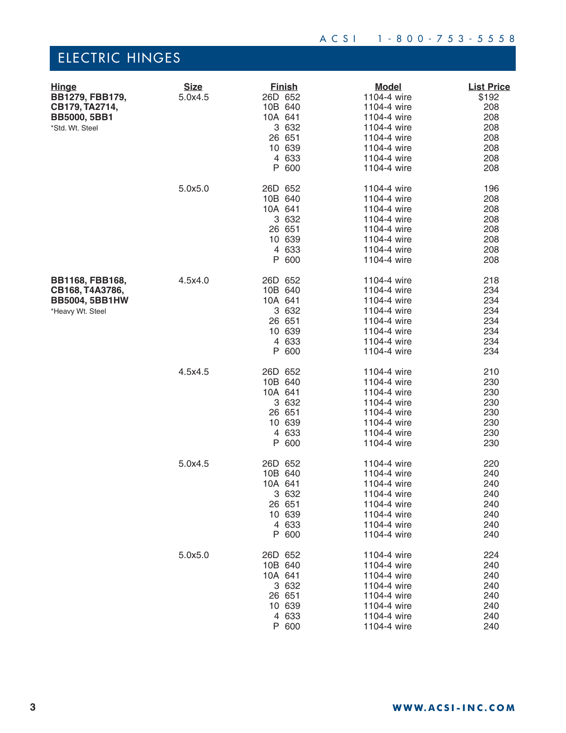# ELECTRIC HINGES

| Hinge | Size | Finish | Model | List Price |
|---|---|---|---|---|
| **BB1279, FBB179, CB179, TA2714, BB5000, 5BB1** | 5.0x4.5 | 26D 652 | 1104-4 wire | $192 |
| *Std. Wt. Steel | | 10B 640 | 1104-4 wire | 208 |
| | | 10A 641 | 1104-4 wire | 208 |
| | | 3 632 | 1104-4 wire | 208 |
| | | 26 651 | 1104-4 wire | 208 |
| | | 10 639 | 1104-4 wire | 208 |
| | | 4 633 | 1104-4 wire | 208 |
| | | P 600 | 1104-4 wire | 208 |
| | 5.0x5.0 | 26D 652 | 1104-4 wire | 196 |
| | | 10B 640 | 1104-4 wire | 208 |
| | | 10A 641 | 1104-4 wire | 208 |
| | | 3 632 | 1104-4 wire | 208 |
| | | 26 651 | 1104-4 wire | 208 |
| | | 10 639 | 1104-4 wire | 208 |
| | | 4 633 | 1104-4 wire | 208 |
| | | P 600 | 1104-4 wire | 208 |
| **BB1168, FBB168, CB168, T4A3786, BB5004, 5BB1HW** | 4.5x4.0 | 26D 652 | 1104-4 wire | 218 |
| *Heavy Wt. Steel | | 10B 640 | 1104-4 wire | 234 |
| | | 10A 641 | 1104-4 wire | 234 |
| | | 3 632 | 1104-4 wire | 234 |
| | | 26 651 | 1104-4 wire | 234 |
| | | 10 639 | 1104-4 wire | 234 |
| | | 4 633 | 1104-4 wire | 234 |
| | | P 600 | 1104-4 wire | 234 |
| | 4.5x4.5 | 26D 652 | 1104-4 wire | 210 |
| | | 10B 640 | 1104-4 wire | 230 |
| | | 10A 641 | 1104-4 wire | 230 |
| | | 3 632 | 1104-4 wire | 230 |
| | | 26 651 | 1104-4 wire | 230 |
| | | 10 639 | 1104-4 wire | 230 |
| | | 4 633 | 1104-4 wire | 230 |
| | | P 600 | 1104-4 wire | 230 |
| | 5.0x4.5 | 26D 652 | 1104-4 wire | 220 |
| | | 10B 640 | 1104-4 wire | 240 |
| | | 10A 641 | 1104-4 wire | 240 |
| | | 3 632 | 1104-4 wire | 240 |
| | | 26 651 | 1104-4 wire | 240 |
| | | 10 639 | 1104-4 wire | 240 |
| | | 4 633 | 1104-4 wire | 240 |
| | | P 600 | 1104-4 wire | 240 |
| | 5.0x5.0 | 26D 652 | 1104-4 wire | 224 |
| | | 10B 640 | 1104-4 wire | 240 |
| | | 10A 641 | 1104-4 wire | 240 |
| | | 3 632 | 1104-4 wire | 240 |
| | | 26 651 | 1104-4 wire | 240 |
| | | 10 639 | 1104-4 wire | 240 |
| | | 4 633 | 1104-4 wire | 240 |
| | | P 600 | 1104-4 wire | 240 |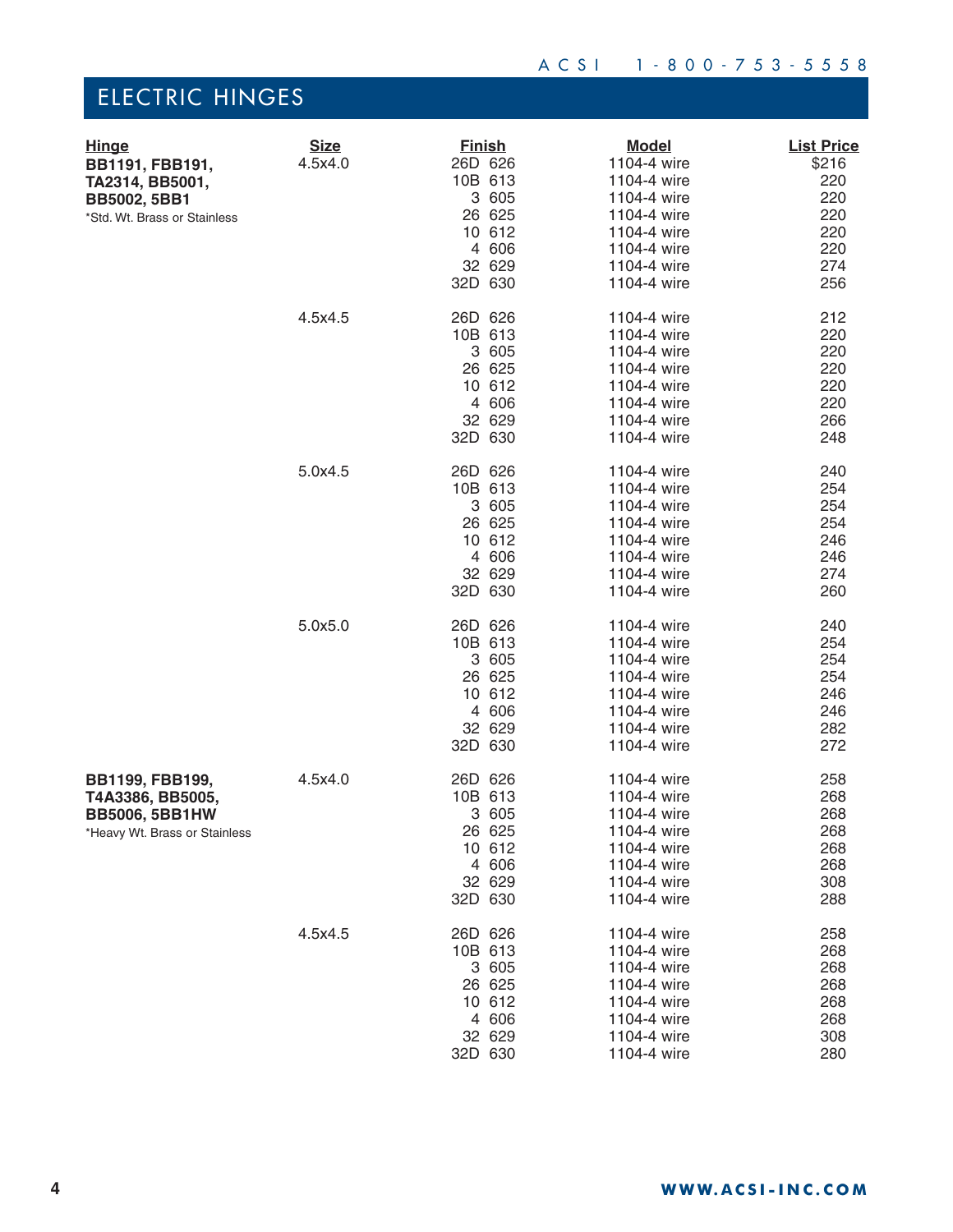# ELECTRIC HINGES

| Hinge | Size | Finish | Model | List Price |
|---|---|---|---|---|
| **BB1191, FBB191, TA2314, BB5001, BB5002, 5BB1** *Std. Wt. Brass or Stainless | 4.5x4.0 | 26D 626 | 1104-4 wire | $216 |
| | | 10B 613 | 1104-4 wire | 220 |
| | | 3 605 | 1104-4 wire | 220 |
| | | 26 625 | 1104-4 wire | 220 |
| | | 10 612 | 1104-4 wire | 220 |
| | | 4 606 | 1104-4 wire | 220 |
| | | 32 629 | 1104-4 wire | 274 |
| | | 32D 630 | 1104-4 wire | 256 |
| | 4.5x4.5 | 26D 626 | 1104-4 wire | 212 |
| | | 10B 613 | 1104-4 wire | 220 |
| | | 3 605 | 1104-4 wire | 220 |
| | | 26 625 | 1104-4 wire | 220 |
| | | 10 612 | 1104-4 wire | 220 |
| | | 4 606 | 1104-4 wire | 220 |
| | | 32 629 | 1104-4 wire | 266 |
| | | 32D 630 | 1104-4 wire | 248 |
| | 5.0x4.5 | 26D 626 | 1104-4 wire | 240 |
| | | 10B 613 | 1104-4 wire | 254 |
| | | 3 605 | 1104-4 wire | 254 |
| | | 26 625 | 1104-4 wire | 254 |
| | | 10 612 | 1104-4 wire | 246 |
| | | 4 606 | 1104-4 wire | 246 |
| | | 32 629 | 1104-4 wire | 274 |
| | | 32D 630 | 1104-4 wire | 260 |
| | 5.0x5.0 | 26D 626 | 1104-4 wire | 240 |
| | | 10B 613 | 1104-4 wire | 254 |
| | | 3 605 | 1104-4 wire | 254 |
| | | 26 625 | 1104-4 wire | 254 |
| | | 10 612 | 1104-4 wire | 246 |
| | | 4 606 | 1104-4 wire | 246 |
| | | 32 629 | 1104-4 wire | 282 |
| | | 32D 630 | 1104-4 wire | 272 |
| **BB1199, FBB199, T4A3386, BB5005, BB5006, 5BB1HW** *Heavy Wt. Brass or Stainless | 4.5x4.0 | 26D 626 | 1104-4 wire | 258 |
| | | 10B 613 | 1104-4 wire | 268 |
| | | 3 605 | 1104-4 wire | 268 |
| | | 26 625 | 1104-4 wire | 268 |
| | | 10 612 | 1104-4 wire | 268 |
| | | 4 606 | 1104-4 wire | 268 |
| | | 32 629 | 1104-4 wire | 308 |
| | | 32D 630 | 1104-4 wire | 288 |
| | 4.5x4.5 | 26D 626 | 1104-4 wire | 258 |
| | | 10B 613 | 1104-4 wire | 268 |
| | | 3 605 | 1104-4 wire | 268 |
| | | 26 625 | 1104-4 wire | 268 |
| | | 10 612 | 1104-4 wire | 268 |
| | | 4 606 | 1104-4 wire | 268 |
| | | 32 629 | 1104-4 wire | 308 |
| | | 32D 630 | 1104-4 wire | 280 |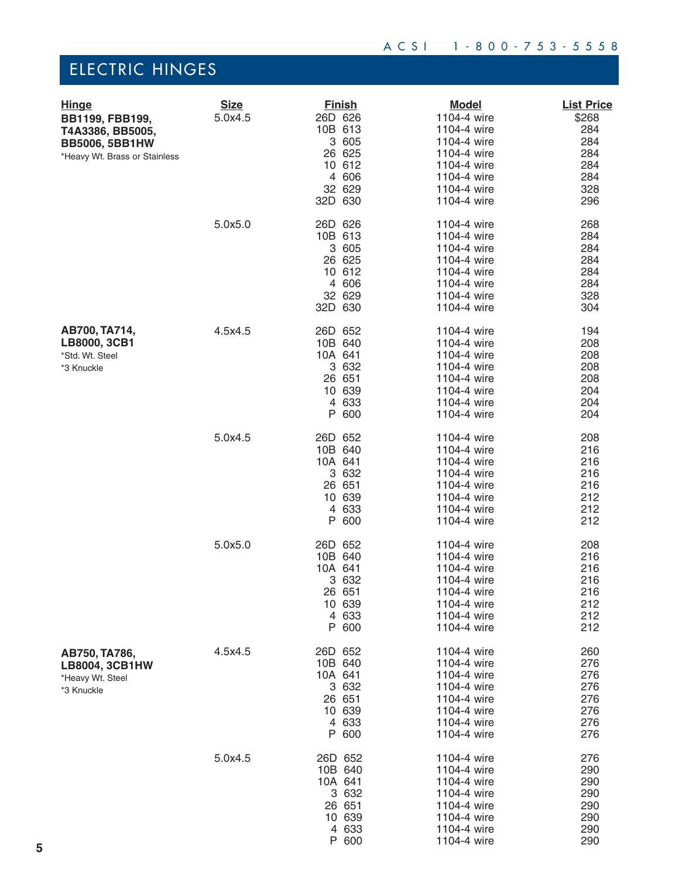# ELECTRIC HINGES

| Hinge | Size | Finish | Model | List Price |
|---|---|---|---|---|
| **BB1199, FBB199, T4A3386, BB5005, BB5006, 5BB1HW** | 5.0x4.5 | 26D 626 | 1104-4 wire | $268 |
| *Heavy Wt. Brass or Stainless | | 10B 613 | 1104-4 wire | 284 |
| | | 3 605 | 1104-4 wire | 284 |
| | | 26 625 | 1104-4 wire | 284 |
| | | 10 612 | 1104-4 wire | 284 |
| | | 4 606 | 1104-4 wire | 284 |
| | | 32 629 | 1104-4 wire | 328 |
| | | 32D 630 | 1104-4 wire | 296 |
| | 5.0x5.0 | 26D 626 | 1104-4 wire | 268 |
| | | 10B 613 | 1104-4 wire | 284 |
| | | 3 605 | 1104-4 wire | 284 |
| | | 26 625 | 1104-4 wire | 284 |
| | | 10 612 | 1104-4 wire | 284 |
| | | 4 606 | 1104-4 wire | 284 |
| | | 32 629 | 1104-4 wire | 328 |
| | | 32D 630 | 1104-4 wire | 304 |
| **AB700, TA714, LB8000, 3CB1** | 4.5x4.5 | 26D 652 | 1104-4 wire | 194 |
| *Std. Wt. Steel | | 10B 640 | 1104-4 wire | 208 |
| *3 Knuckle | | 10A 641 | 1104-4 wire | 208 |
| | | 3 632 | 1104-4 wire | 208 |
| | | 26 651 | 1104-4 wire | 208 |
| | | 10 639 | 1104-4 wire | 204 |
| | | 4 633 | 1104-4 wire | 204 |
| | | P 600 | 1104-4 wire | 204 |
| | 5.0x4.5 | 26D 652 | 1104-4 wire | 208 |
| | | 10B 640 | 1104-4 wire | 216 |
| | | 10A 641 | 1104-4 wire | 216 |
| | | 3 632 | 1104-4 wire | 216 |
| | | 26 651 | 1104-4 wire | 216 |
| | | 10 639 | 1104-4 wire | 212 |
| | | 4 633 | 1104-4 wire | 212 |
| | | P 600 | 1104-4 wire | 212 |
| | 5.0x5.0 | 26D 652 | 1104-4 wire | 208 |
| | | 10B 640 | 1104-4 wire | 216 |
| | | 10A 641 | 1104-4 wire | 216 |
| | | 3 632 | 1104-4 wire | 216 |
| | | 26 651 | 1104-4 wire | 216 |
| | | 10 639 | 1104-4 wire | 212 |
| | | 4 633 | 1104-4 wire | 212 |
| | | P 600 | 1104-4 wire | 212 |
| **AB750, TA786, LB8004, 3CB1HW** | 4.5x4.5 | 26D 652 | 1104-4 wire | 260 |
| *Heavy Wt. Steel | | 10B 640 | 1104-4 wire | 276 |
| *3 Knuckle | | 10A 641 | 1104-4 wire | 276 |
| | | 3 632 | 1104-4 wire | 276 |
| | | 26 651 | 1104-4 wire | 276 |
| | | 10 639 | 1104-4 wire | 276 |
| | | 4 633 | 1104-4 wire | 276 |
| | | P 600 | 1104-4 wire | 276 |
| | 5.0x4.5 | 26D 652 | 1104-4 wire | 276 |
| | | 10B 640 | 1104-4 wire | 290 |
| | | 10A 641 | 1104-4 wire | 290 |
| | | 3 632 | 1104-4 wire | 290 |
| | | 26 651 | 1104-4 wire | 290 |
| | | 10 639 | 1104-4 wire | 290 |
| | | 4 633 | 1104-4 wire | 290 |
| | | P 600 | 1104-4 wire | 290 |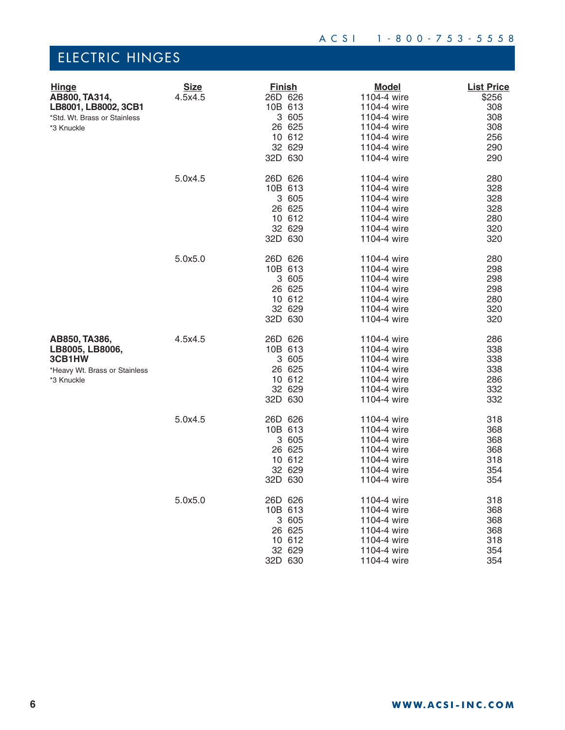# ELECTRIC HINGES

| Hinge | Size | Finish | Model | List Price |
|---|---|---|---|---|
| **AB800, TA314, LB8001, LB8002, 3CB1** | 4.5x4.5 | 26D 626 | 1104-4 wire | $256 |
| *Std. Wt. Brass or Stainless | | 10B 613 | 1104-4 wire | 308 |
| *3 Knuckle | | 3 605 | 1104-4 wire | 308 |
| | | 26 625 | 1104-4 wire | 308 |
| | | 10 612 | 1104-4 wire | 256 |
| | | 32 629 | 1104-4 wire | 290 |
| | | 32D 630 | 1104-4 wire | 290 |
| | 5.0x4.5 | 26D 626 | 1104-4 wire | 280 |
| | | 10B 613 | 1104-4 wire | 328 |
| | | 3 605 | 1104-4 wire | 328 |
| | | 26 625 | 1104-4 wire | 328 |
| | | 10 612 | 1104-4 wire | 280 |
| | | 32 629 | 1104-4 wire | 320 |
| | | 32D 630 | 1104-4 wire | 320 |
| | 5.0x5.0 | 26D 626 | 1104-4 wire | 280 |
| | | 10B 613 | 1104-4 wire | 298 |
| | | 3 605 | 1104-4 wire | 298 |
| | | 26 625 | 1104-4 wire | 298 |
| | | 10 612 | 1104-4 wire | 280 |
| | | 32 629 | 1104-4 wire | 320 |
| | | 32D 630 | 1104-4 wire | 320 |
| **AB850, TA386, LB8005, LB8006, 3CB1HW** | 4.5x4.5 | 26D 626 | 1104-4 wire | 286 |
| *Heavy Wt. Brass or Stainless | | 10B 613 | 1104-4 wire | 338 |
| *3 Knuckle | | 3 605 | 1104-4 wire | 338 |
| | | 26 625 | 1104-4 wire | 338 |
| | | 10 612 | 1104-4 wire | 286 |
| | | 32 629 | 1104-4 wire | 332 |
| | | 32D 630 | 1104-4 wire | 332 |
| | 5.0x4.5 | 26D 626 | 1104-4 wire | 318 |
| | | 10B 613 | 1104-4 wire | 368 |
| | | 3 605 | 1104-4 wire | 368 |
| | | 26 625 | 1104-4 wire | 368 |
| | | 10 612 | 1104-4 wire | 318 |
| | | 32 629 | 1104-4 wire | 354 |
| | | 32D 630 | 1104-4 wire | 354 |
| | 5.0x5.0 | 26D 626 | 1104-4 wire | 318 |
| | | 10B 613 | 1104-4 wire | 368 |
| | | 3 605 | 1104-4 wire | 368 |
| | | 26 625 | 1104-4 wire | 368 |
| | | 10 612 | 1104-4 wire | 318 |
| | | 32 629 | 1104-4 wire | 354 |
| | | 32D 630 | 1104-4 wire | 354 |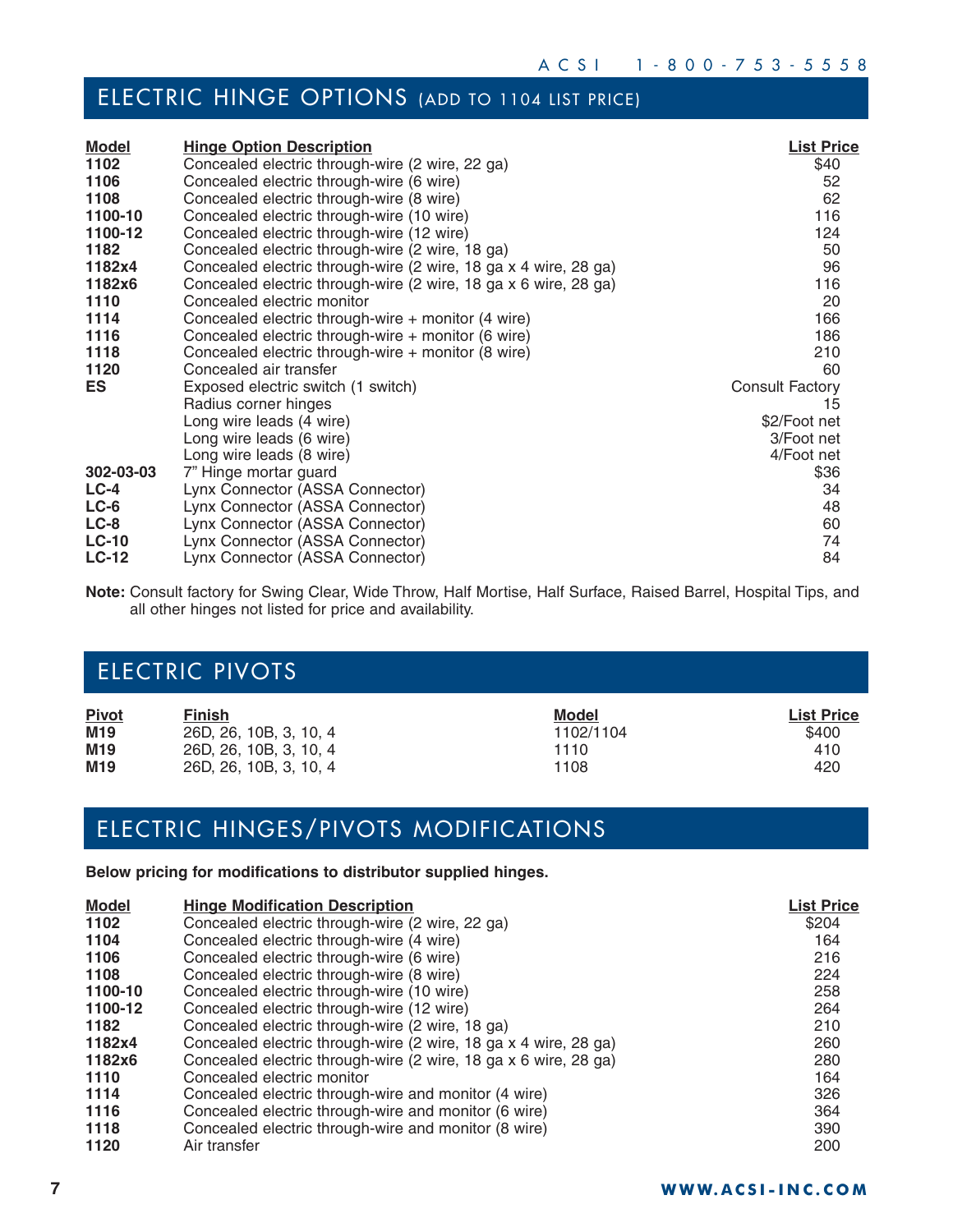## ELECTRIC HINGE OPTIONS (ADD TO 1104 LIST PRICE)

| Model | Hinge Option Description | List Price |
|---|---|---|
| 1102 | Concealed electric through-wire (2 wire, 22 ga) | $40 |
| 1106 | Concealed electric through-wire (6 wire) | 52 |
| 1108 | Concealed electric through-wire (8 wire) | 62 |
| 1100-10 | Concealed electric through-wire (10 wire) | 116 |
| 1100-12 | Concealed electric through-wire (12 wire) | 124 |
| 1182 | Concealed electric through-wire (2 wire, 18 ga) | 50 |
| 1182x4 | Concealed electric through-wire (2 wire, 18 ga x 4 wire, 28 ga) | 96 |
| 1182x6 | Concealed electric through-wire (2 wire, 18 ga x 6 wire, 28 ga) | 116 |
| 1110 | Concealed electric monitor | 20 |
| 1114 | Concealed electric through-wire + monitor (4 wire) | 166 |
| 1116 | Concealed electric through-wire + monitor (6 wire) | 186 |
| 1118 | Concealed electric through-wire + monitor (8 wire) | 210 |
| 1120 | Concealed air transfer | 60 |
| ES | Exposed electric switch (1 switch) | Consult Factory |
| | Radius corner hinges | 15 |
| | Long wire leads (4 wire) | $2/Foot net |
| | Long wire leads (6 wire) | 3/Foot net |
| | Long wire leads (8 wire) | 4/Foot net |
| 302-03-03 | 7" Hinge mortar guard | $36 |
| LC-4 | Lynx Connector (ASSA Connector) | 34 |
| LC-6 | Lynx Connector (ASSA Connector) | 48 |
| LC-8 | Lynx Connector (ASSA Connector) | 60 |
| LC-10 | Lynx Connector (ASSA Connector) | 74 |
| LC-12 | Lynx Connector (ASSA Connector) | 84 |

**Note:** Consult factory for Swing Clear, Wide Throw, Half Mortise, Half Surface, Raised Barrel, Hospital Tips, and all other hinges not listed for price and availability.

## ELECTRIC PIVOTS

| Pivot | Finish | Model | List Price |
|---|---|---|---|
| M19 | 26D, 26, 10B, 3, 10, 4 | 1102/1104 | $400 |
| M19 | 26D, 26, 10B, 3, 10, 4 | 1110 | 410 |
| M19 | 26D, 26, 10B, 3, 10, 4 | 1108 | 420 |

## ELECTRIC HINGES/PIVOTS MODIFICATIONS

**Below pricing for modifications to distributor supplied hinges.**

| Model | Hinge Modification Description | List Price |
|---|---|---|
| 1102 | Concealed electric through-wire (2 wire, 22 ga) | $204 |
| 1104 | Concealed electric through-wire (4 wire) | 164 |
| 1106 | Concealed electric through-wire (6 wire) | 216 |
| 1108 | Concealed electric through-wire (8 wire) | 224 |
| 1100-10 | Concealed electric through-wire (10 wire) | 258 |
| 1100-12 | Concealed electric through-wire (12 wire) | 264 |
| 1182 | Concealed electric through-wire (2 wire, 18 ga) | 210 |
| 1182x4 | Concealed electric through-wire (2 wire, 18 ga x 4 wire, 28 ga) | 260 |
| 1182x6 | Concealed electric through-wire (2 wire, 18 ga x 6 wire, 28 ga) | 280 |
| 1110 | Concealed electric monitor | 164 |
| 1114 | Concealed electric through-wire and monitor (4 wire) | 326 |
| 1116 | Concealed electric through-wire and monitor (6 wire) | 364 |
| 1118 | Concealed electric through-wire and monitor (8 wire) | 390 |
| 1120 | Air transfer | 200 |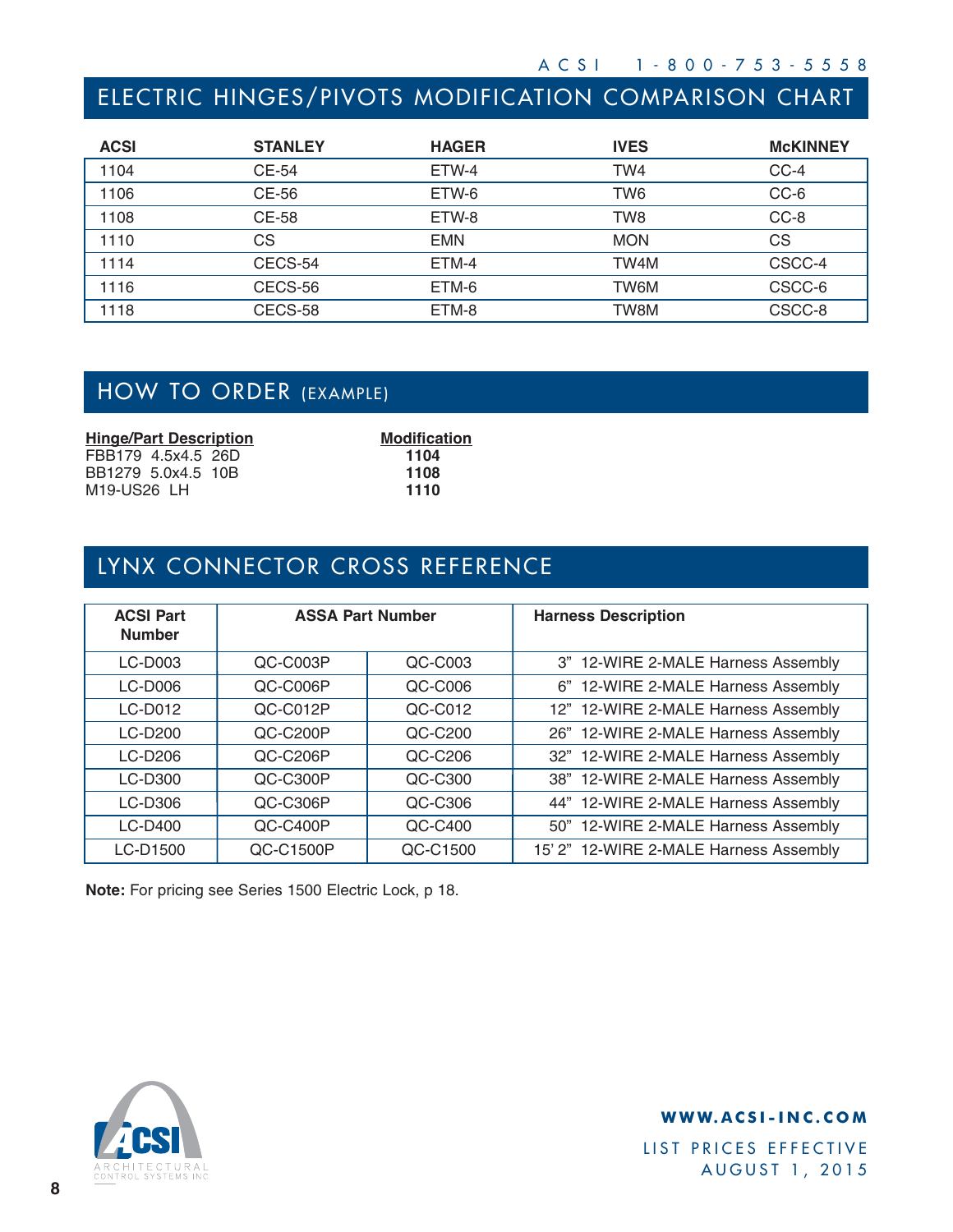## ELECTRIC HINGES/PIVOTS MODIFICATION COMPARISON CHART

| ACSI | STANLEY | HAGER | IVES | McKINNEY |
|---|---|---|---|---|
| 1104 | CE-54 | ETW-4 | TW4 | CC-4 |
| 1106 | CE-56 | ETW-6 | TW6 | CC-6 |
| 1108 | CE-58 | ETW-8 | TW8 | CC-8 |
| 1110 | CS | EMN | MON | CS |
| 1114 | CECS-54 | ETM-4 | TW4M | CSCC-4 |
| 1116 | CECS-56 | ETM-6 | TW6M | CSCC-6 |
| 1118 | CECS-58 | ETM-8 | TW8M | CSCC-8 |

## HOW TO ORDER (EXAMPLE)

| Hinge/Part Description | Modification |
|---|---|
| FBB179 4.5x4.5 26D | **1104** |
| BB1279 5.0x4.5 10B | **1108** |
| M19-US26 LH | **1110** |

## LYNX CONNECTOR CROSS REFERENCE

| ACSI Part Number | ASSA Part Number | | Harness Description |
|---|---|---|---|
| LC-D003 | QC-C003P | QC-C003 | 3" 12-WIRE 2-MALE Harness Assembly |
| LC-D006 | QC-C006P | QC-C006 | 6" 12-WIRE 2-MALE Harness Assembly |
| LC-D012 | QC-C012P | QC-C012 | 12" 12-WIRE 2-MALE Harness Assembly |
| LC-D200 | QC-C200P | QC-C200 | 26" 12-WIRE 2-MALE Harness Assembly |
| LC-D206 | QC-C206P | QC-C206 | 32" 12-WIRE 2-MALE Harness Assembly |
| LC-D300 | QC-C300P | QC-C300 | 38" 12-WIRE 2-MALE Harness Assembly |
| LC-D306 | QC-C306P | QC-C306 | 44" 12-WIRE 2-MALE Harness Assembly |
| LC-D400 | QC-C400P | QC-C400 | 50" 12-WIRE 2-MALE Harness Assembly |
| LC-D1500 | QC-C1500P | QC-C1500 | 15' 2" 12-WIRE 2-MALE Harness Assembly |

**Note:** For pricing see Series 1500 Electric Lock, p 18.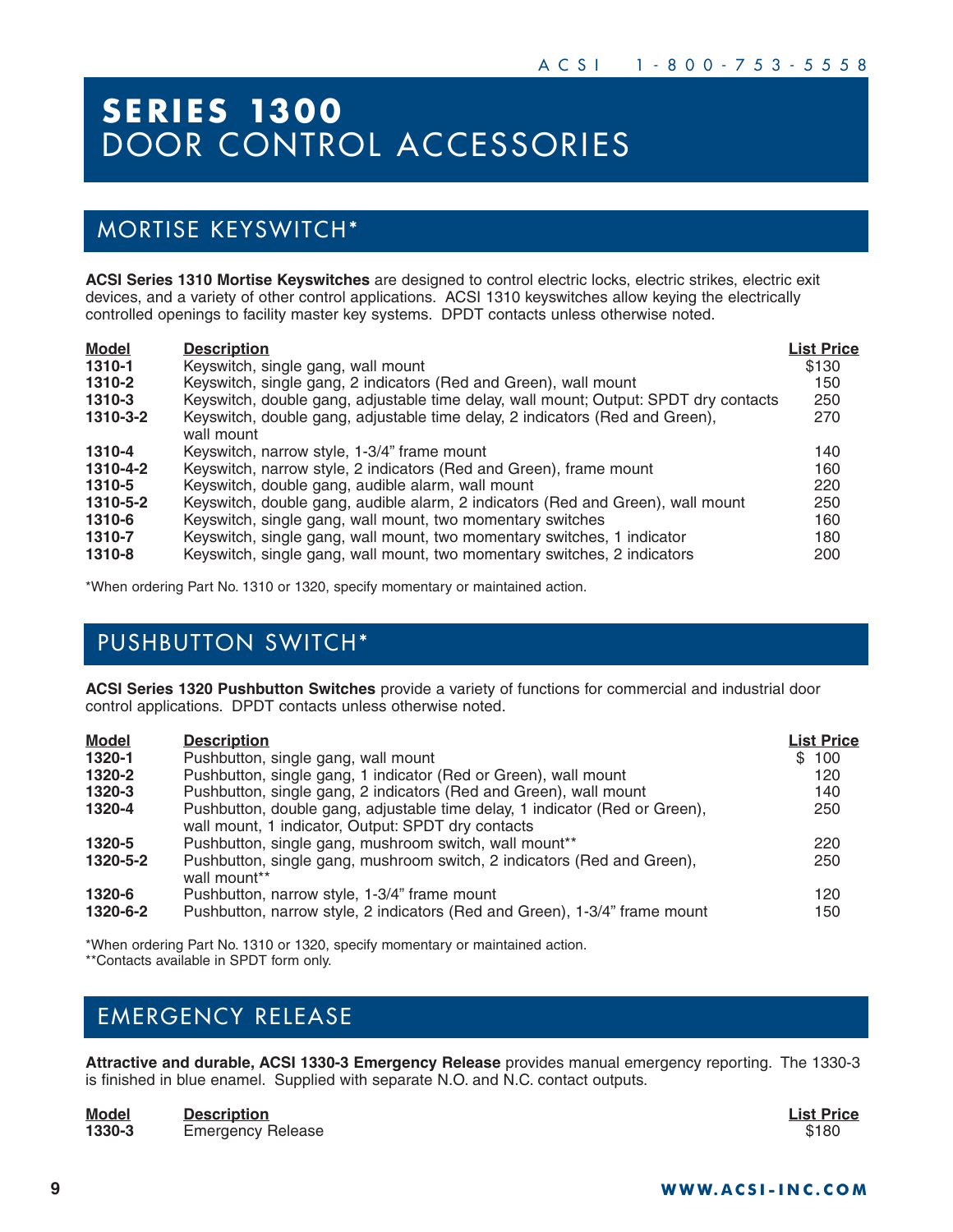# SERIES 1300 DOOR CONTROL ACCESSORIES

## MORTISE KEYSWITCH*

**ACSI Series 1310 Mortise Keyswitches** are designed to control electric locks, electric strikes, electric exit devices, and a variety of other control applications. ACSI 1310 keyswitches allow keying the electrically controlled openings to facility master key systems. DPDT contacts unless otherwise noted.

| Model | Description | List Price |
|---|---|---|
| **1310-1** | Keyswitch, single gang, wall mount | $130 |
| **1310-2** | Keyswitch, single gang, 2 indicators (Red and Green), wall mount | 150 |
| **1310-3** | Keyswitch, double gang, adjustable time delay, wall mount; Output: SPDT dry contacts | 250 |
| **1310-3-2** | Keyswitch, double gang, adjustable time delay, 2 indicators (Red and Green), wall mount | 270 |
| **1310-4** | Keyswitch, narrow style, 1-3/4" frame mount | 140 |
| **1310-4-2** | Keyswitch, narrow style, 2 indicators (Red and Green), frame mount | 160 |
| **1310-5** | Keyswitch, double gang, audible alarm, wall mount | 220 |
| **1310-5-2** | Keyswitch, double gang, audible alarm, 2 indicators (Red and Green), wall mount | 250 |
| **1310-6** | Keyswitch, single gang, wall mount, two momentary switches | 160 |
| **1310-7** | Keyswitch, single gang, wall mount, two momentary switches, 1 indicator | 180 |
| **1310-8** | Keyswitch, single gang, wall mount, two momentary switches, 2 indicators | 200 |

*When ordering Part No. 1310 or 1320, specify momentary or maintained action.

## PUSHBUTTON SWITCH*

**ACSI Series 1320 Pushbutton Switches** provide a variety of functions for commercial and industrial door control applications. DPDT contacts unless otherwise noted.

| Model | Description | List Price |
|---|---|---|
| **1320-1** | Pushbutton, single gang, wall mount | $ 100 |
| **1320-2** | Pushbutton, single gang, 1 indicator (Red or Green), wall mount | 120 |
| **1320-3** | Pushbutton, single gang, 2 indicators (Red and Green), wall mount | 140 |
| **1320-4** | Pushbutton, double gang, adjustable time delay, 1 indicator (Red or Green), wall mount, 1 indicator, Output: SPDT dry contacts | 250 |
| **1320-5** | Pushbutton, single gang, mushroom switch, wall mount** | 220 |
| **1320-5-2** | Pushbutton, single gang, mushroom switch, 2 indicators (Red and Green), wall mount** | 250 |
| **1320-6** | Pushbutton, narrow style, 1-3/4" frame mount | 120 |
| **1320-6-2** | Pushbutton, narrow style, 2 indicators (Red and Green), 1-3/4" frame mount | 150 |

*When ordering Part No. 1310 or 1320, specify momentary or maintained action.
**Contacts available in SPDT form only.

## EMERGENCY RELEASE

**Attractive and durable, ACSI 1330-3 Emergency Release** provides manual emergency reporting. The 1330-3 is finished in blue enamel. Supplied with separate N.O. and N.C. contact outputs.

| Model | Description | List Price |
|---|---|---|
| **1330-3** | Emergency Release | $180 |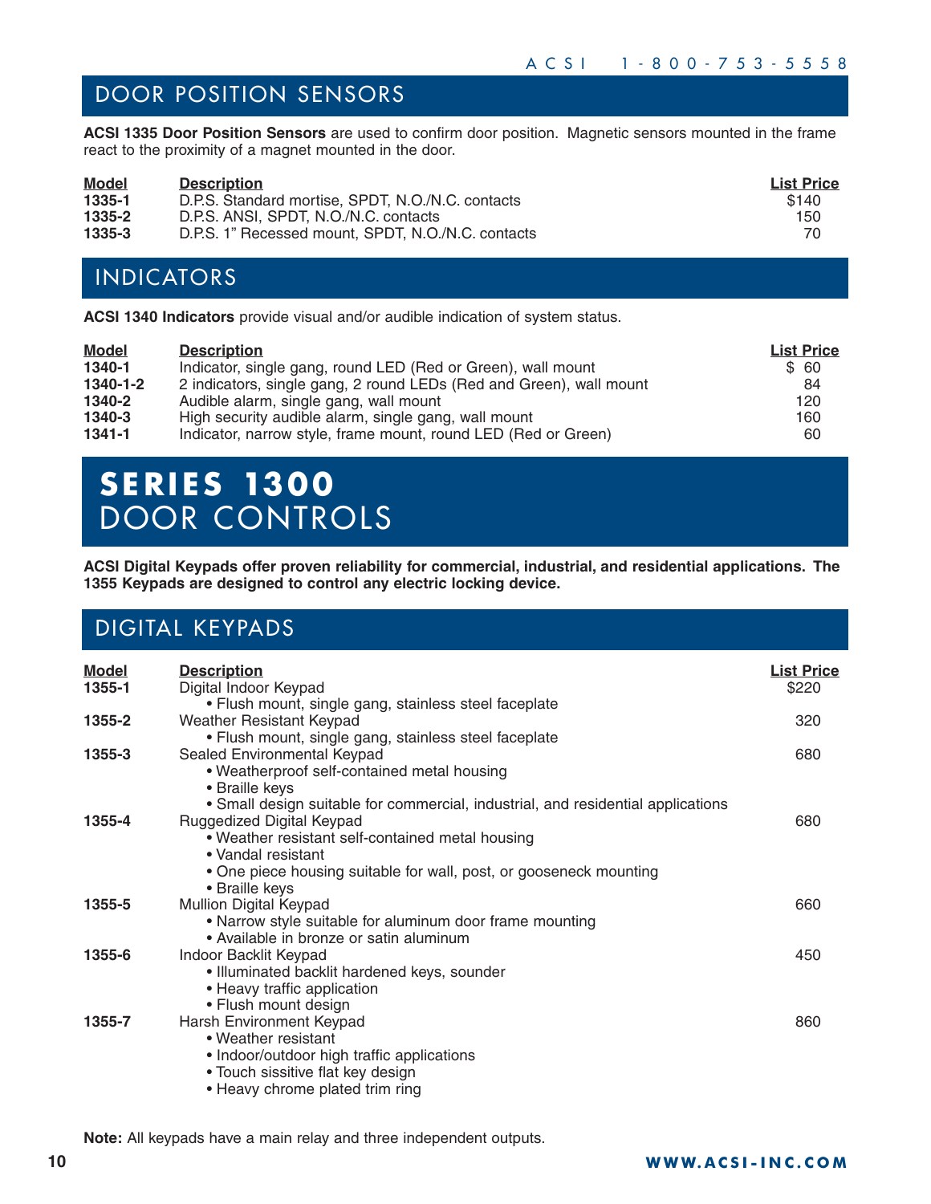## DOOR POSITION SENSORS

**ACSI 1335 Door Position Sensors** are used to confirm door position. Magnetic sensors mounted in the frame react to the proximity of a magnet mounted in the door.

| Model | Description | List Price |
|---|---|---|
| **1335-1** | D.P.S. Standard mortise, SPDT, N.O./N.C. contacts | $140 |
| **1335-2** | D.P.S. ANSI, SPDT, N.O./N.C. contacts | 150 |
| **1335-3** | D.P.S. 1" Recessed mount, SPDT, N.O./N.C. contacts | 70 |

## INDICATORS

**ACSI 1340 Indicators** provide visual and/or audible indication of system status.

| Model | Description | List Price |
|---|---|---|
| **1340-1** | Indicator, single gang, round LED (Red or Green), wall mount | $ 60 |
| **1340-1-2** | 2 indicators, single gang, 2 round LEDs (Red and Green), wall mount | 84 |
| **1340-2** | Audible alarm, single gang, wall mount | 120 |
| **1340-3** | High security audible alarm, single gang, wall mount | 160 |
| **1341-1** | Indicator, narrow style, frame mount, round LED (Red or Green) | 60 |

# SERIES 1300 DOOR CONTROLS

**ACSI Digital Keypads offer proven reliability for commercial, industrial, and residential applications. The 1355 Keypads are designed to control any electric locking device.**

## DIGITAL KEYPADS

| Model | Description | List Price |
|---|---|---|
| **1355-1** | Digital Indoor Keypad<br>• Flush mount, single gang, stainless steel faceplate | $220 |
| **1355-2** | Weather Resistant Keypad<br>• Flush mount, single gang, stainless steel faceplate | 320 |
| **1355-3** | Sealed Environmental Keypad<br>• Weatherproof self-contained metal housing<br>• Braille keys<br>• Small design suitable for commercial, industrial, and residential applications | 680 |
| **1355-4** | Ruggedized Digital Keypad<br>• Weather resistant self-contained metal housing<br>• Vandal resistant<br>• One piece housing suitable for wall, post, or gooseneck mounting<br>• Braille keys | 680 |
| **1355-5** | Mullion Digital Keypad<br>• Narrow style suitable for aluminum door frame mounting<br>• Available in bronze or satin aluminum | 660 |
| **1355-6** | Indoor Backlit Keypad<br>• Illuminated backlit hardened keys, sounder<br>• Heavy traffic application<br>• Flush mount design | 450 |
| **1355-7** | Harsh Environment Keypad<br>• Weather resistant<br>• Indoor/outdoor high traffic applications<br>• Touch sissitive flat key design<br>• Heavy chrome plated trim ring | 860 |

**Note:** All keypads have a main relay and three independent outputs.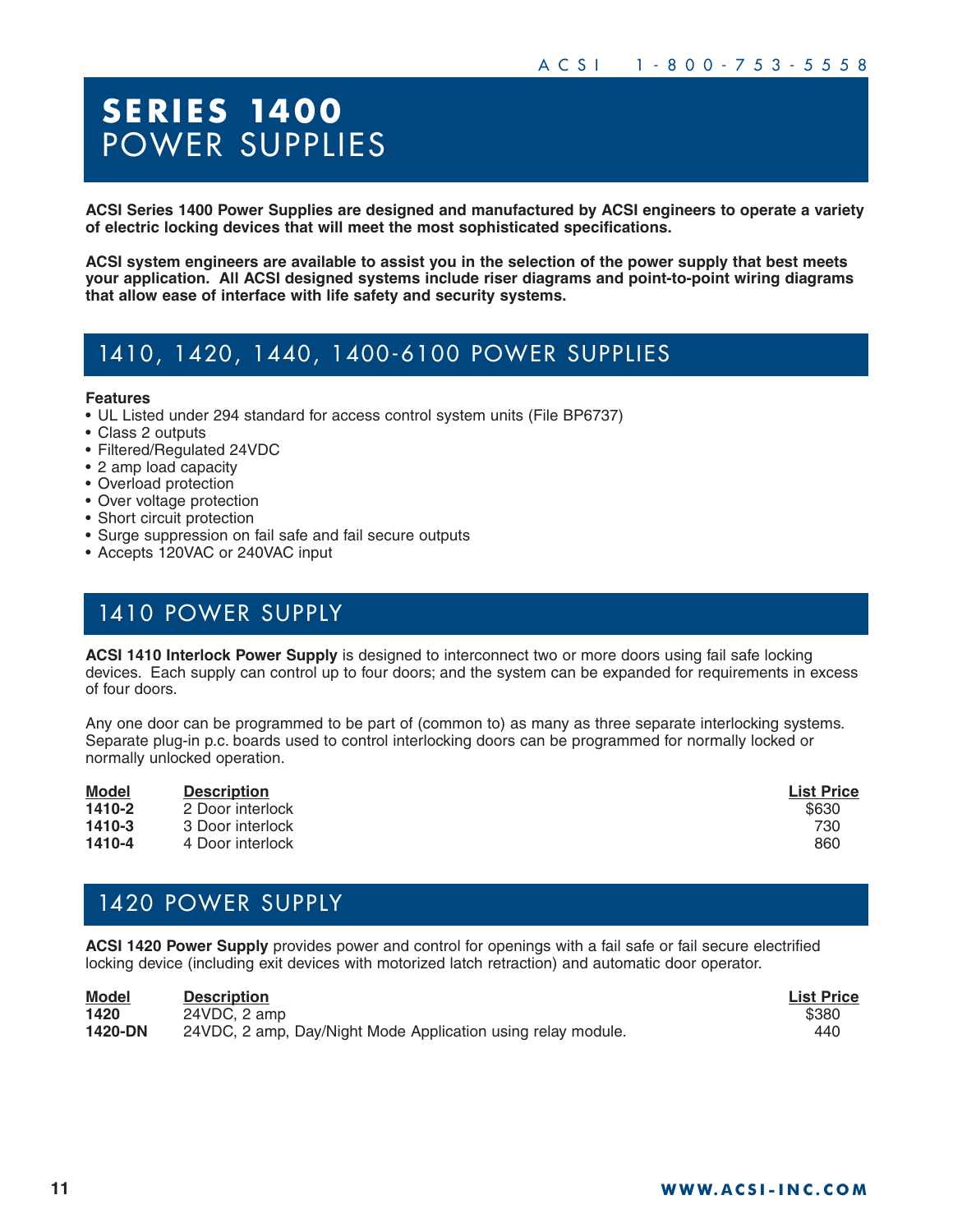# SERIES 1400
# POWER SUPPLIES

**ACSI Series 1400 Power Supplies are designed and manufactured by ACSI engineers to operate a variety of electric locking devices that will meet the most sophisticated specifications.**

**ACSI system engineers are available to assist you in the selection of the power supply that best meets your application. All ACSI designed systems include riser diagrams and point-to-point wiring diagrams that allow ease of interface with life safety and security systems.**

## 1410, 1420, 1440, 1400-6100 POWER SUPPLIES

**Features**

- UL Listed under 294 standard for access control system units (File BP6737)
- Class 2 outputs
- Filtered/Regulated 24VDC
- 2 amp load capacity
- Overload protection
- Over voltage protection
- Short circuit protection
- Surge suppression on fail safe and fail secure outputs
- Accepts 120VAC or 240VAC input

## 1410 POWER SUPPLY

**ACSI 1410 Interlock Power Supply** is designed to interconnect two or more doors using fail safe locking devices. Each supply can control up to four doors; and the system can be expanded for requirements in excess of four doors.

Any one door can be programmed to be part of (common to) as many as three separate interlocking systems. Separate plug-in p.c. boards used to control interlocking doors can be programmed for normally locked or normally unlocked operation.

| Model | Description | List Price |
|---|---|---|
| **1410-2** | 2 Door interlock | $630 |
| **1410-3** | 3 Door interlock | 730 |
| **1410-4** | 4 Door interlock | 860 |

## 1420 POWER SUPPLY

**ACSI 1420 Power Supply** provides power and control for openings with a fail safe or fail secure electrified locking device (including exit devices with motorized latch retraction) and automatic door operator.

| Model | Description | List Price |
|---|---|---|
| **1420** | 24VDC, 2 amp | $380 |
| **1420-DN** | 24VDC, 2 amp, Day/Night Mode Application using relay module. | 440 |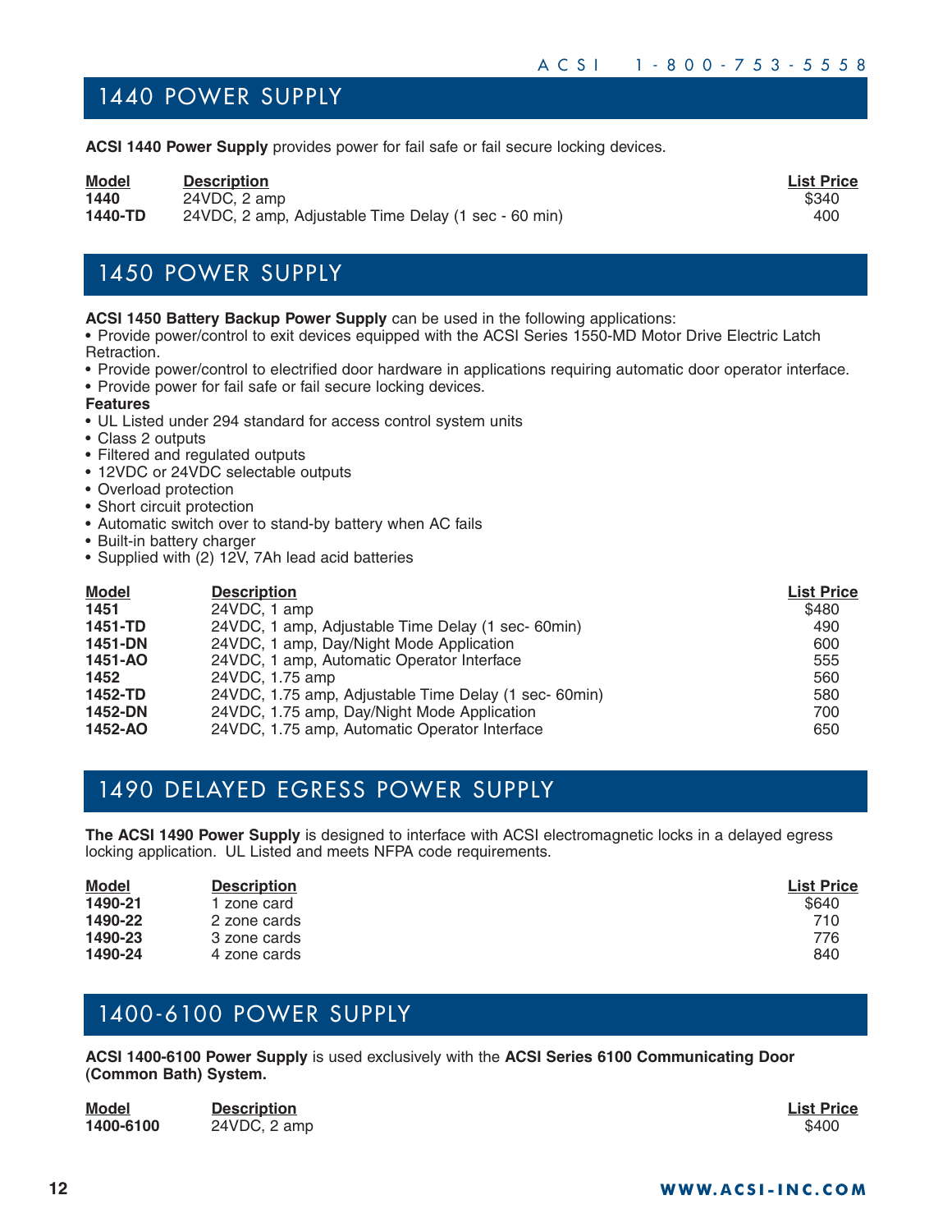## 1440 POWER SUPPLY

**ACSI 1440 Power Supply** provides power for fail safe or fail secure locking devices.

| Model | Description | List Price |
|---|---|---|
| **1440** | 24VDC, 2 amp | $340 |
| **1440-TD** | 24VDC, 2 amp, Adjustable Time Delay (1 sec - 60 min) | 400 |

## 1450 POWER SUPPLY

**ACSI 1450 Battery Backup Power Supply** can be used in the following applications:

- Provide power/control to exit devices equipped with the ACSI Series 1550-MD Motor Drive Electric Latch Retraction.
- Provide power/control to electrified door hardware in applications requiring automatic door operator interface.
- Provide power for fail safe or fail secure locking devices.

**Features**

- UL Listed under 294 standard for access control system units
- Class 2 outputs
- Filtered and regulated outputs
- 12VDC or 24VDC selectable outputs
- Overload protection
- Short circuit protection
- Automatic switch over to stand-by battery when AC fails
- Built-in battery charger
- Supplied with (2) 12V, 7Ah lead acid batteries

| Model | Description | List Price |
|---|---|---|
| **1451** | 24VDC, 1 amp | $480 |
| **1451-TD** | 24VDC, 1 amp, Adjustable Time Delay (1 sec- 60min) | 490 |
| **1451-DN** | 24VDC, 1 amp, Day/Night Mode Application | 600 |
| **1451-AO** | 24VDC, 1 amp, Automatic Operator Interface | 555 |
| **1452** | 24VDC, 1.75 amp | 560 |
| **1452-TD** | 24VDC, 1.75 amp, Adjustable Time Delay (1 sec- 60min) | 580 |
| **1452-DN** | 24VDC, 1.75 amp, Day/Night Mode Application | 700 |
| **1452-AO** | 24VDC, 1.75 amp, Automatic Operator Interface | 650 |

## 1490 DELAYED EGRESS POWER SUPPLY

**The ACSI 1490 Power Supply** is designed to interface with ACSI electromagnetic locks in a delayed egress locking application. UL Listed and meets NFPA code requirements.

| Model | Description | List Price |
|---|---|---|
| **1490-21** | 1 zone card | $640 |
| **1490-22** | 2 zone cards | 710 |
| **1490-23** | 3 zone cards | 776 |
| **1490-24** | 4 zone cards | 840 |

## 1400-6100 POWER SUPPLY

**ACSI 1400-6100 Power Supply** is used exclusively with the **ACSI Series 6100 Communicating Door (Common Bath) System.**

| Model | Description | List Price |
|---|---|---|
| **1400-6100** | 24VDC, 2 amp | $400 |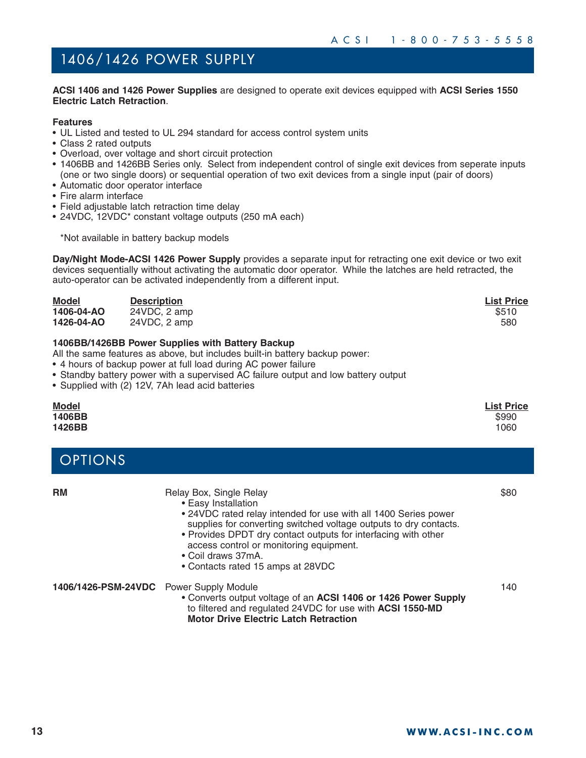# 1406/1426 POWER SUPPLY

**ACSI 1406 and 1426 Power Supplies** are designed to operate exit devices equipped with **ACSI Series 1550 Electric Latch Retraction**.

**Features**

- UL Listed and tested to UL 294 standard for access control system units
- Class 2 rated outputs
- Overload, over voltage and short circuit protection
- 1406BB and 1426BB Series only. Select from independent control of single exit devices from seperate inputs (one or two single doors) or sequential operation of two exit devices from a single input (pair of doors)
- Automatic door operator interface
- Fire alarm interface
- Field adjustable latch retraction time delay
- 24VDC, 12VDC* constant voltage outputs (250 mA each)

*Not available in battery backup models

**Day/Night Mode-ACSI 1426 Power Supply** provides a separate input for retracting one exit device or two exit devices sequentially without activating the automatic door operator. While the latches are held retracted, the auto-operator can be activated independently from a different input.

| Model | Description | List Price |
|---|---|---|
| **1406-04-AO** | 24VDC, 2 amp | $510 |
| **1426-04-AO** | 24VDC, 2 amp | 580 |

**1406BB/1426BB Power Supplies with Battery Backup**

All the same features as above, but includes built-in battery backup power:

- 4 hours of backup power at full load during AC power failure
- Standby battery power with a supervised AC failure output and low battery output
- Supplied with (2) 12V, 7Ah lead acid batteries

| Model | List Price |
|---|---|
| **1406BB** | $990 |
| **1426BB** | 1060 |

# OPTIONS

**RM** — Relay Box, Single Relay — $80

- Easy Installation
- 24VDC rated relay intended for use with all 1400 Series power supplies for converting switched voltage outputs to dry contacts.
- Provides DPDT dry contact outputs for interfacing with other access control or monitoring equipment.
- Coil draws 37mA.
- Contacts rated 15 amps at 28VDC

**1406/1426-PSM-24VDC** — Power Supply Module — 140

- Converts output voltage of an **ACSI 1406 or 1426 Power Supply** to filtered and regulated 24VDC for use with **ACSI 1550-MD Motor Drive Electric Latch Retraction**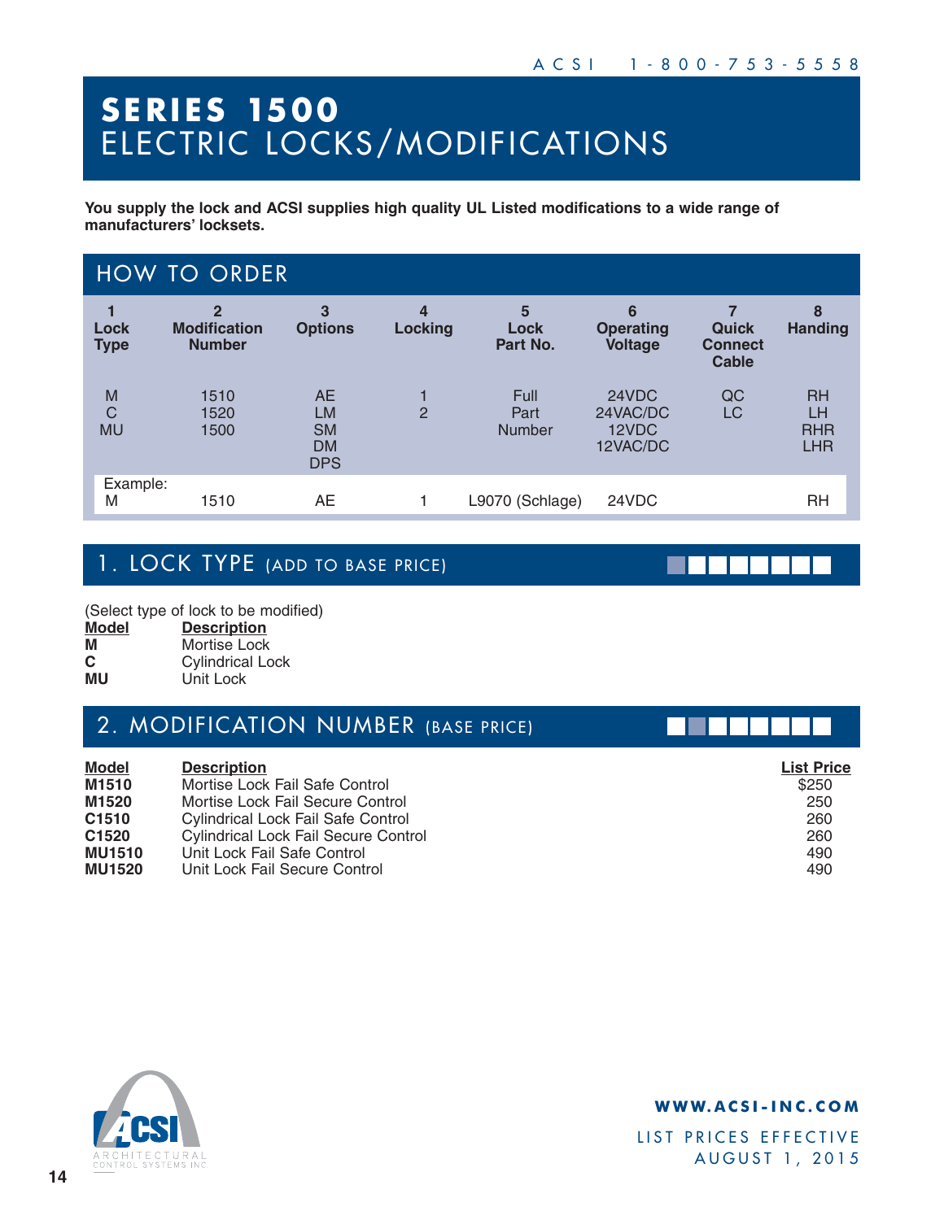# SERIES 1500
## ELECTRIC LOCKS/MODIFICATIONS

**You supply the lock and ACSI supplies high quality UL Listed modifications to a wide range of manufacturers' locksets.**

## HOW TO ORDER

| 1 Lock Type | 2 Modification Number | 3 Options | 4 Locking | 5 Lock Part No. | 6 Operating Voltage | 7 Quick Connect Cable | 8 Handing |
|---|---|---|---|---|---|---|---|
| M<br>C<br>MU | 1510<br>1520<br>1500 | AE<br>LM<br>SM<br>DM<br>DPS | 1<br>2 | Full Part Number | 24VDC<br>24VAC/DC<br>12VDC<br>12VAC/DC | QC<br>LC | RH<br>LH<br>RHR<br>LHR |
| Example:<br>M | 1510 | AE | 1 | L9070 (Schlage) | 24VDC | | RH |

## 1. LOCK TYPE (ADD TO BASE PRICE)

(Select type of lock to be modified)

| Model | Description |
|---|---|
| **M** | Mortise Lock |
| **C** | Cylindrical Lock |
| **MU** | Unit Lock |

## 2. MODIFICATION NUMBER (BASE PRICE)

| Model | Description | List Price |
|---|---|---|
| **M1510** | Mortise Lock Fail Safe Control | $250 |
| **M1520** | Mortise Lock Fail Secure Control | 250 |
| **C1510** | Cylindrical Lock Fail Safe Control | 260 |
| **C1520** | Cylindrical Lock Fail Secure Control | 260 |
| **MU1510** | Unit Lock Fail Safe Control | 490 |
| **MU1520** | Unit Lock Fail Secure Control | 490 |

ACSI
ARCHITECTURAL CONTROL SYSTEMS INC

**WWW.ACSI-INC.COM**

LIST PRICES EFFECTIVE AUGUST 1, 2015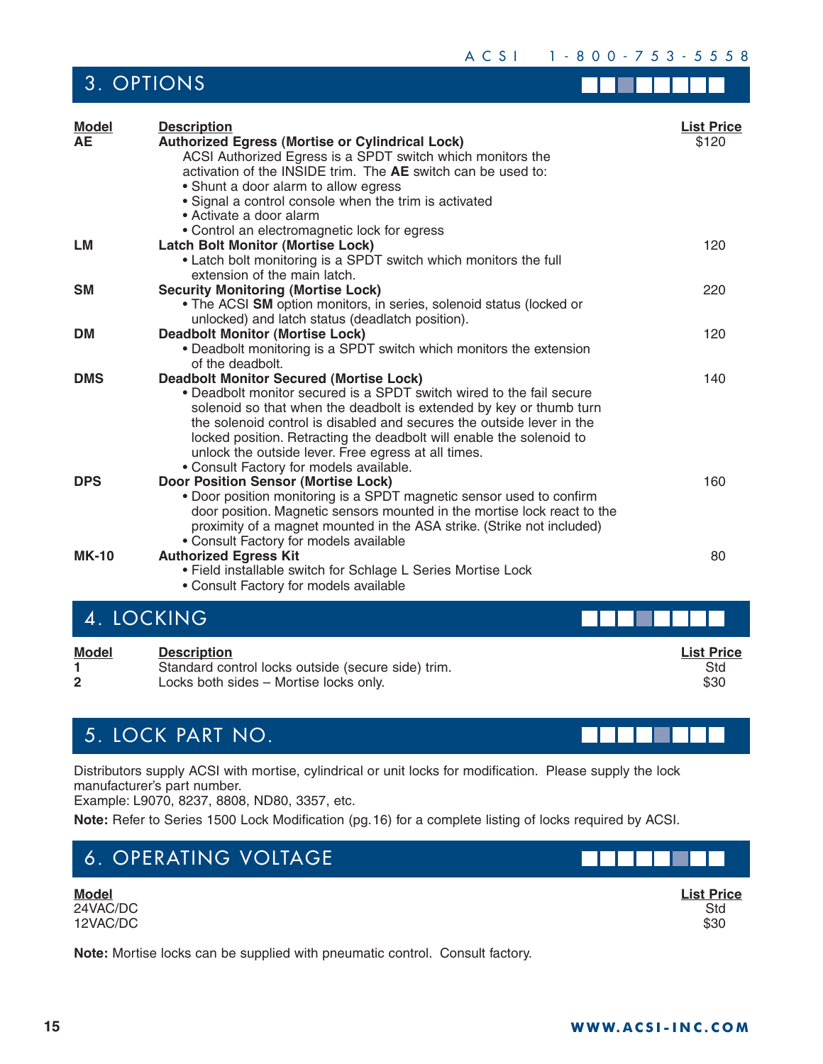## 3. OPTIONS

| Model | Description | List Price |
|---|---|---|
| **AE** | **Authorized Egress (Mortise or Cylindrical Lock)**<br>ACSI Authorized Egress is a SPDT switch which monitors the activation of the INSIDE trim. The **AE** switch can be used to:<br>• Shunt a door alarm to allow egress<br>• Signal a control console when the trim is activated<br>• Activate a door alarm<br>• Control an electromagnetic lock for egress | $120 |
| **LM** | **Latch Bolt Monitor (Mortise Lock)**<br>• Latch bolt monitoring is a SPDT switch which monitors the full extension of the main latch. | 120 |
| **SM** | **Security Monitoring (Mortise Lock)**<br>• The ACSI **SM** option monitors, in series, solenoid status (locked or unlocked) and latch status (deadlatch position). | 220 |
| **DM** | **Deadbolt Monitor (Mortise Lock)**<br>• Deadbolt monitoring is a SPDT switch which monitors the extension of the deadbolt. | 120 |
| **DMS** | **Deadbolt Monitor Secured (Mortise Lock)**<br>• Deadbolt monitor secured is a SPDT switch wired to the fail secure solenoid so that when the deadbolt is extended by key or thumb turn the solenoid control is disabled and secures the outside lever in the locked position. Retracting the deadbolt will enable the solenoid to unlock the outside lever. Free egress at all times.<br>• Consult Factory for models available. | 140 |
| **DPS** | **Door Position Sensor (Mortise Lock)**<br>• Door position monitoring is a SPDT magnetic sensor used to confirm door position. Magnetic sensors mounted in the mortise lock react to the proximity of a magnet mounted in the ASA strike. (Strike not included)<br>• Consult Factory for models available | 160 |
| **MK-10** | **Authorized Egress Kit**<br>• Field installable switch for Schlage L Series Mortise Lock<br>• Consult Factory for models available | 80 |

## 4. LOCKING

| Model | Description | List Price |
|---|---|---|
| **1** | Standard control locks outside (secure side) trim. | Std |
| **2** | Locks both sides – Mortise locks only. | $30 |

## 5. LOCK PART NO.

Distributors supply ACSI with mortise, cylindrical or unit locks for modification. Please supply the lock manufacturer's part number.
Example: L9070, 8237, 8808, ND80, 3357, etc.

**Note:** Refer to Series 1500 Lock Modification (pg.16) for a complete listing of locks required by ACSI.

## 6. OPERATING VOLTAGE

| Model | List Price |
|---|---|
| 24VAC/DC | Std |
| 12VAC/DC | $30 |

**Note:** Mortise locks can be supplied with pneumatic control. Consult factory.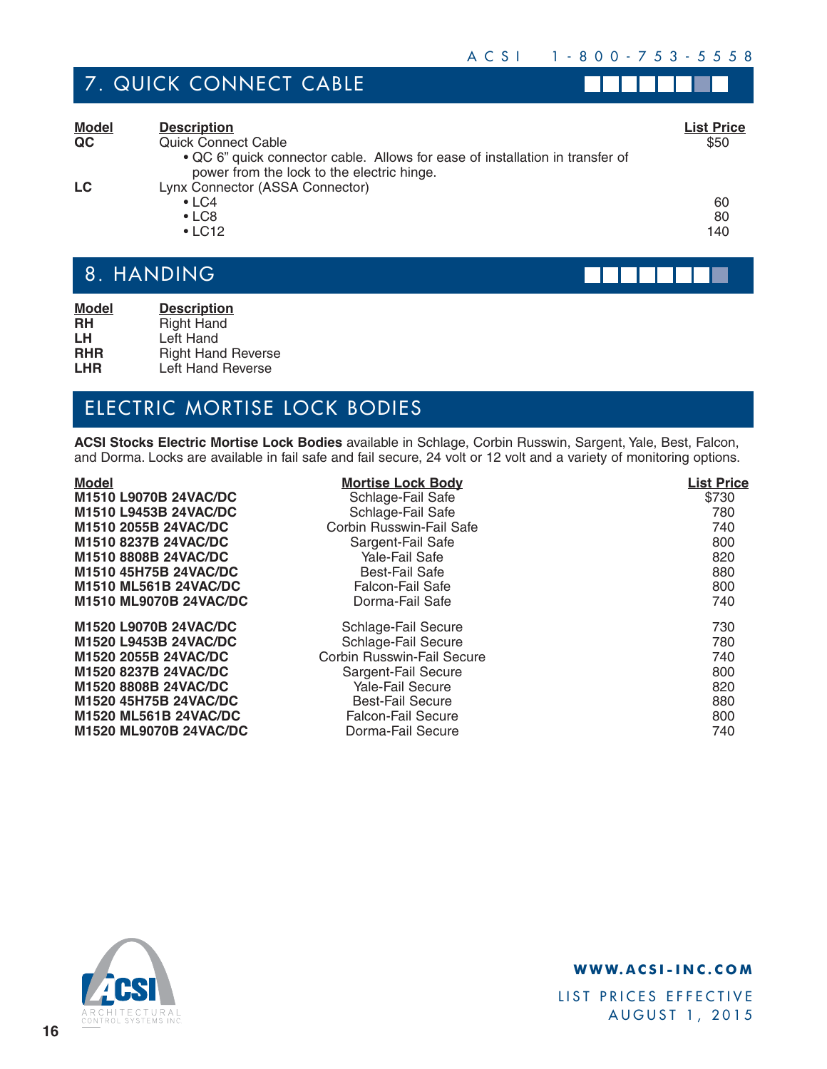## 7. QUICK CONNECT CABLE

| Model | Description | List Price |
|---|---|---|
| **QC** | Quick Connect Cable<br>• QC 6" quick connector cable. Allows for ease of installation in transfer of power from the lock to the electric hinge. | $50 |
| **LC** | Lynx Connector (ASSA Connector) | |
| | • LC4 | 60 |
| | • LC8 | 80 |
| | • LC12 | 140 |

## 8. HANDING

| Model | Description |
|---|---|
| **RH** | Right Hand |
| **LH** | Left Hand |
| **RHR** | Right Hand Reverse |
| **LHR** | Left Hand Reverse |

## ELECTRIC MORTISE LOCK BODIES

**ACSI Stocks Electric Mortise Lock Bodies** available in Schlage, Corbin Russwin, Sargent, Yale, Best, Falcon, and Dorma. Locks are available in fail safe and fail secure, 24 volt or 12 volt and a variety of monitoring options.

| Model | Mortise Lock Body | List Price |
|---|---|---|
| **M1510 L9070B 24VAC/DC** | Schlage-Fail Safe | $730 |
| **M1510 L9453B 24VAC/DC** | Schlage-Fail Safe | 780 |
| **M1510 2055B 24VAC/DC** | Corbin Russwin-Fail Safe | 740 |
| **M1510 8237B 24VAC/DC** | Sargent-Fail Safe | 800 |
| **M1510 8808B 24VAC/DC** | Yale-Fail Safe | 820 |
| **M1510 45H75B 24VAC/DC** | Best-Fail Safe | 880 |
| **M1510 ML561B 24VAC/DC** | Falcon-Fail Safe | 800 |
| **M1510 ML9070B 24VAC/DC** | Dorma-Fail Safe | 740 |
| **M1520 L9070B 24VAC/DC** | Schlage-Fail Secure | 730 |
| **M1520 L9453B 24VAC/DC** | Schlage-Fail Secure | 780 |
| **M1520 2055B 24VAC/DC** | Corbin Russwin-Fail Secure | 740 |
| **M1520 8237B 24VAC/DC** | Sargent-Fail Secure | 800 |
| **M1520 8808B 24VAC/DC** | Yale-Fail Secure | 820 |
| **M1520 45H75B 24VAC/DC** | Best-Fail Secure | 880 |
| **M1520 ML561B 24VAC/DC** | Falcon-Fail Secure | 800 |
| **M1520 ML9070B 24VAC/DC** | Dorma-Fail Secure | 740 |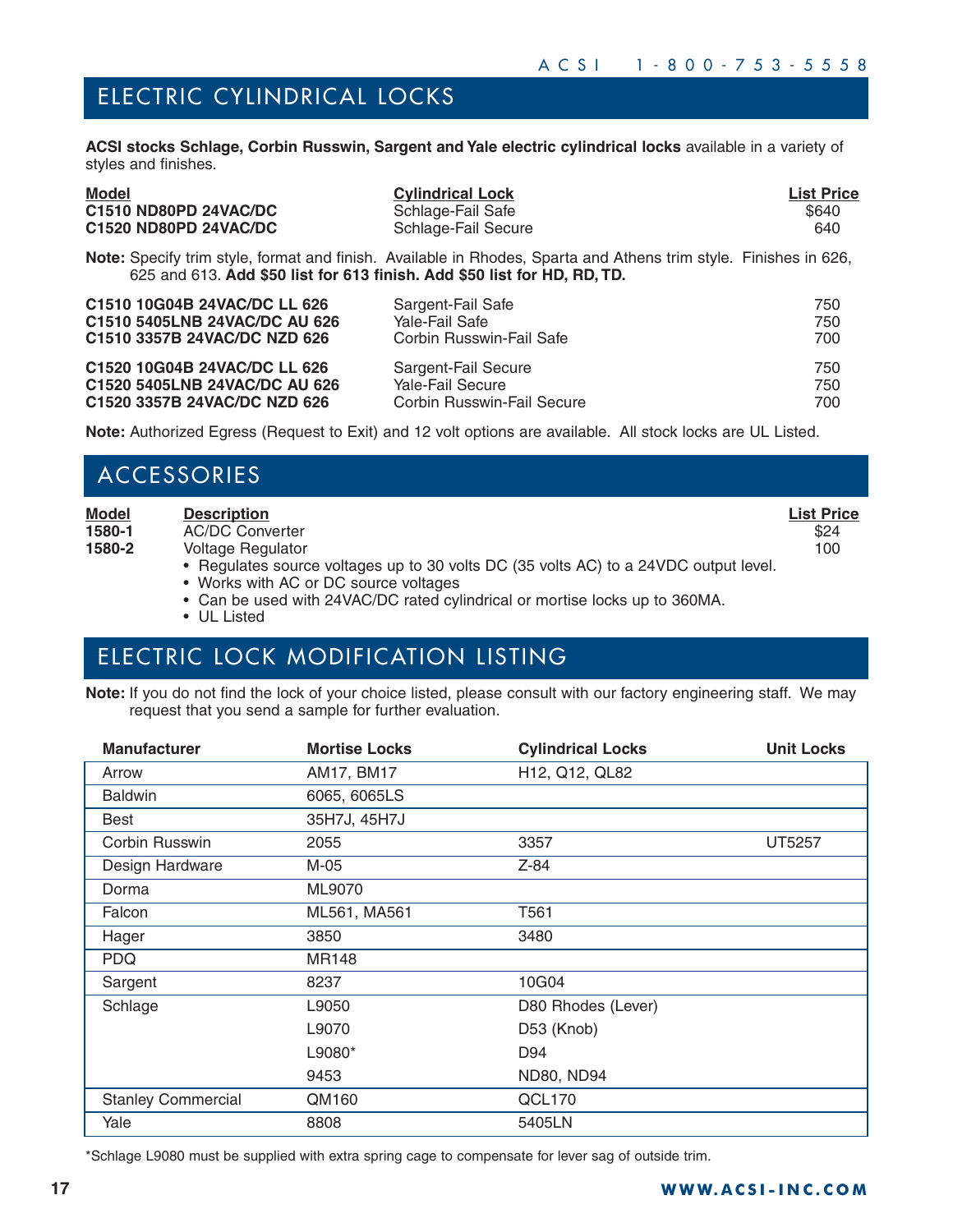## ELECTRIC CYLINDRICAL LOCKS

**ACSI stocks Schlage, Corbin Russwin, Sargent and Yale electric cylindrical locks** available in a variety of styles and finishes.

| Model | Cylindrical Lock | List Price |
|---|---|---|
| **C1510 ND80PD 24VAC/DC** | Schlage-Fail Safe | $640 |
| **C1520 ND80PD 24VAC/DC** | Schlage-Fail Secure | 640 |

**Note:** Specify trim style, format and finish. Available in Rhodes, Sparta and Athens trim style. Finishes in 626, 625 and 613. **Add $50 list for 613 finish. Add $50 list for HD, RD, TD.**

| Model | Cylindrical Lock | List Price |
|---|---|---|
| **C1510 10G04B 24VAC/DC LL 626** | Sargent-Fail Safe | 750 |
| **C1510 5405LNB 24VAC/DC AU 626** | Yale-Fail Safe | 750 |
| **C1510 3357B 24VAC/DC NZD 626** | Corbin Russwin-Fail Safe | 700 |
| **C1520 10G04B 24VAC/DC LL 626** | Sargent-Fail Secure | 750 |
| **C1520 5405LNB 24VAC/DC AU 626** | Yale-Fail Secure | 750 |
| **C1520 3357B 24VAC/DC NZD 626** | Corbin Russwin-Fail Secure | 700 |

**Note:** Authorized Egress (Request to Exit) and 12 volt options are available. All stock locks are UL Listed.

## ACCESSORIES

| Model | Description | List Price |
|---|---|---|
| **1580-1** | AC/DC Converter | $24 |
| **1580-2** | Voltage Regulator | 100 |

- Regulates source voltages up to 30 volts DC (35 volts AC) to a 24VDC output level.
- Works with AC or DC source voltages
- Can be used with 24VAC/DC rated cylindrical or mortise locks up to 360MA.
- UL Listed

## ELECTRIC LOCK MODIFICATION LISTING

**Note:** If you do not find the lock of your choice listed, please consult with our factory engineering staff. We may request that you send a sample for further evaluation.

| Manufacturer | Mortise Locks | Cylindrical Locks | Unit Locks |
|---|---|---|---|
| Arrow | AM17, BM17 | H12, Q12, QL82 | |
| Baldwin | 6065, 6065LS | | |
| Best | 35H7J, 45H7J | | |
| Corbin Russwin | 2055 | 3357 | UT5257 |
| Design Hardware | M-05 | Z-84 | |
| Dorma | ML9070 | | |
| Falcon | ML561, MA561 | T561 | |
| Hager | 3850 | 3480 | |
| PDQ | MR148 | | |
| Sargent | 8237 | 10G04 | |
| Schlage | L9050 | D80 Rhodes (Lever) | |
| | L9070 | D53 (Knob) | |
| | L9080* | D94 | |
| | 9453 | ND80, ND94 | |
| Stanley Commercial | QM160 | QCL170 | |
| Yale | 8808 | 5405LN | |

*Schlage L9080 must be supplied with extra spring cage to compensate for lever sag of outside trim.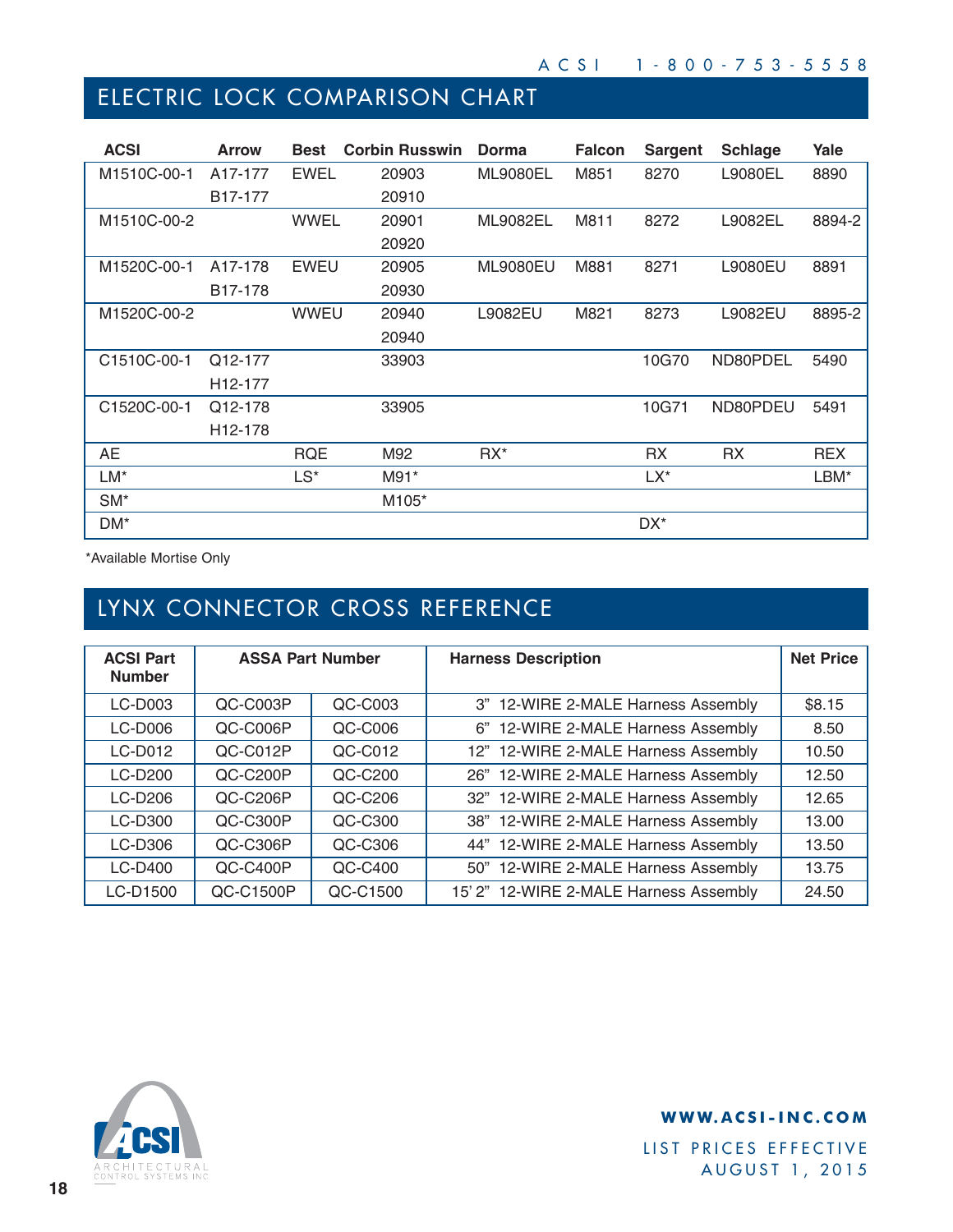## ELECTRIC LOCK COMPARISON CHART

| ACSI | Arrow | Best | Corbin Russwin | Dorma | Falcon | Sargent | Schlage | Yale |
|---|---|---|---|---|---|---|---|---|
| M1510C-00-1 | A17-177<br>B17-177 | EWEL | 20903<br>20910 | ML9080EL | M851 | 8270 | L9080EL | 8890 |
| M1510C-00-2 | | WWEL | 20901<br>20920 | ML9082EL | M811 | 8272 | L9082EL | 8894-2 |
| M1520C-00-1 | A17-178<br>B17-178 | EWEU | 20905<br>20930 | ML9080EU | M881 | 8271 | L9080EU | 8891 |
| M1520C-00-2 | | WWEU | 20940<br>20940 | L9082EU | M821 | 8273 | L9082EU | 8895-2 |
| C1510C-00-1 | Q12-177<br>H12-177 | | 33903 | | | 10G70 | ND80PDEL | 5490 |
| C1520C-00-1 | Q12-178<br>H12-178 | | 33905 | | | 10G71 | ND80PDEU | 5491 |
| AE | | RQE | M92 | RX* | | RX | RX | REX |
| LM* | | LS* | M91* | | | LX* | | LBM* |
| SM* | | | M105* | | | | | |
| DM* | | | | | | DX* | | |

*Available Mortise Only

## LYNX CONNECTOR CROSS REFERENCE

| ACSI Part Number | ASSA Part Number | | Harness Description | Net Price |
|---|---|---|---|---|
| LC-D003 | QC-C003P | QC-C003 | 3" 12-WIRE 2-MALE Harness Assembly | $8.15 |
| LC-D006 | QC-C006P | QC-C006 | 6" 12-WIRE 2-MALE Harness Assembly | 8.50 |
| LC-D012 | QC-C012P | QC-C012 | 12" 12-WIRE 2-MALE Harness Assembly | 10.50 |
| LC-D200 | QC-C200P | QC-C200 | 26" 12-WIRE 2-MALE Harness Assembly | 12.50 |
| LC-D206 | QC-C206P | QC-C206 | 32" 12-WIRE 2-MALE Harness Assembly | 12.65 |
| LC-D300 | QC-C300P | QC-C300 | 38" 12-WIRE 2-MALE Harness Assembly | 13.00 |
| LC-D306 | QC-C306P | QC-C306 | 44" 12-WIRE 2-MALE Harness Assembly | 13.50 |
| LC-D400 | QC-C400P | QC-C400 | 50" 12-WIRE 2-MALE Harness Assembly | 13.75 |
| LC-D1500 | QC-C1500P | QC-C1500 | 15' 2" 12-WIRE 2-MALE Harness Assembly | 24.50 |

ACSI ARCHITECTURAL CONTROL SYSTEMS INC

**WWW.ACSI-INC.COM**

LIST PRICES EFFECTIVE AUGUST 1, 2015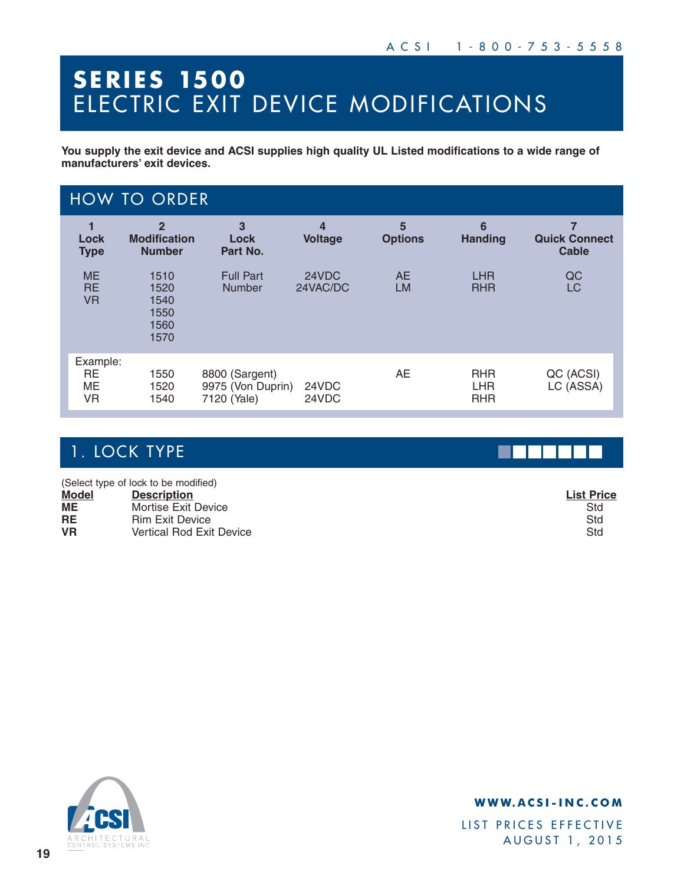# SERIES 1500
# ELECTRIC EXIT DEVICE MODIFICATIONS

**You supply the exit device and ACSI supplies high quality UL Listed modifications to a wide range of manufacturers' exit devices.**

## HOW TO ORDER

| 1 Lock Type | 2 Modification Number | 3 Lock Part No. | 4 Voltage | 5 Options | 6 Handing | 7 Quick Connect Cable |
|---|---|---|---|---|---|---|
| ME<br>RE<br>VR | 1510<br>1520<br>1540<br>1550<br>1560<br>1570 | Full Part Number | 24VDC<br>24VAC/DC | AE<br>LM | LHR<br>RHR | QC<br>LC |
| Example: | | | | | | |
| RE | 1550 | 8800 (Sargent) | | AE | RHR | QC (ACSI) |
| ME | 1520 | 9975 (Von Duprin) | 24VDC | | LHR | LC (ASSA) |
| VR | 1540 | 7120 (Yale) | 24VDC | | RHR | |

## 1. LOCK TYPE

(Select type of lock to be modified)

| Model | Description | List Price |
|---|---|---|
| **ME** | Mortise Exit Device | Std |
| **RE** | Rim Exit Device | Std |
| **VR** | Vertical Rod Exit Device | Std |

**WWW.ACSI-INC.COM**

LIST PRICES EFFECTIVE AUGUST 1, 2015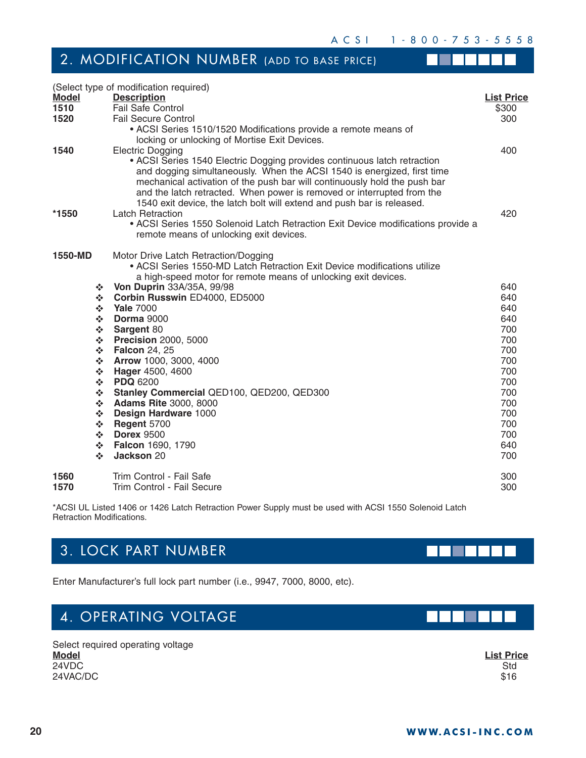## 2. MODIFICATION NUMBER (ADD TO BASE PRICE)

(Select type of modification required)

| Model | Description | List Price |
|---|---|---|
| 1510 | Fail Safe Control | $300 |
| 1520 | Fail Secure Control | 300 |
| | • ACSI Series 1510/1520 Modifications provide a remote means of locking or unlocking of Mortise Exit Devices. | |
| 1540 | Electric Dogging | 400 |
| | • ACSI Series 1540 Electric Dogging provides continuous latch retraction and dogging simultaneously. When the ACSI 1540 is energized, first time mechanical activation of the push bar will continuously hold the push bar and the latch retracted. When power is removed or interrupted from the 1540 exit device, the latch bolt will extend and push bar is released. | |
| *1550 | Latch Retraction | 420 |
| | • ACSI Series 1550 Solenoid Latch Retraction Exit Device modifications provide a remote means of unlocking exit devices. | |
| 1550-MD | Motor Drive Latch Retraction/Dogging | |
| | • ACSI Series 1550-MD Latch Retraction Exit Device modifications utilize a high-speed motor for remote means of unlocking exit devices. | |
| | ❖ **Von Duprin** 33A/35A, 99/98 | 640 |
| | ❖ **Corbin Russwin** ED4000, ED5000 | 640 |
| | ❖ **Yale** 7000 | 640 |
| | ❖ **Dorma** 9000 | 640 |
| | ❖ **Sargent** 80 | 700 |
| | ❖ **Precision** 2000, 5000 | 700 |
| | ❖ **Falcon** 24, 25 | 700 |
| | ❖ **Arrow** 1000, 3000, 4000 | 700 |
| | ❖ **Hager** 4500, 4600 | 700 |
| | ❖ **PDQ** 6200 | 700 |
| | ❖ **Stanley Commercial** QED100, QED200, QED300 | 700 |
| | ❖ **Adams Rite** 3000, 8000 | 700 |
| | ❖ **Design Hardware** 1000 | 700 |
| | ❖ **Regent** 5700 | 700 |
| | ❖ **Dorex** 9500 | 700 |
| | ❖ **Falcon** 1690, 1790 | 640 |
| | ❖ **Jackson** 20 | 700 |
| 1560 | Trim Control - Fail Safe | 300 |
| 1570 | Trim Control - Fail Secure | 300 |

*ACSI UL Listed 1406 or 1426 Latch Retraction Power Supply must be used with ACSI 1550 Solenoid Latch Retraction Modifications.

## 3. LOCK PART NUMBER

Enter Manufacturer's full lock part number (i.e., 9947, 7000, 8000, etc).

## 4. OPERATING VOLTAGE

Select required operating voltage

| Model | List Price |
|---|---|
| 24VDC | Std |
| 24VAC/DC | $16 |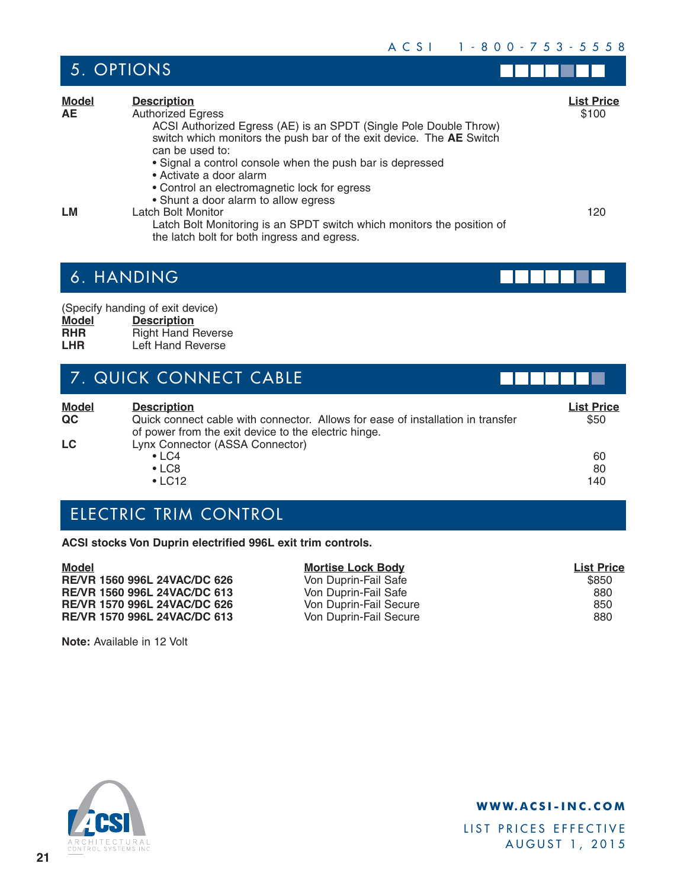## 5. OPTIONS

| Model | Description | List Price |
|---|---|---|
| **AE** | Authorized Egress<br>ACSI Authorized Egress (AE) is an SPDT (Single Pole Double Throw) switch which monitors the push bar of the exit device. The **AE** Switch can be used to:<br>• Signal a control console when the push bar is depressed<br>• Activate a door alarm<br>• Control an electromagnetic lock for egress<br>• Shunt a door alarm to allow egress | $100 |
| **LM** | Latch Bolt Monitor<br>Latch Bolt Monitoring is an SPDT switch which monitors the position of the latch bolt for both ingress and egress. | 120 |

## 6. HANDING

(Specify handing of exit device)

| Model | Description |
|---|---|
| **RHR** | Right Hand Reverse |
| **LHR** | Left Hand Reverse |

## 7. QUICK CONNECT CABLE

| Model | Description | List Price |
|---|---|---|
| **QC** | Quick connect cable with connector. Allows for ease of installation in transfer of power from the exit device to the electric hinge. | $50 |
| **LC** | Lynx Connector (ASSA Connector) | |
| | • LC4 | 60 |
| | • LC8 | 80 |
| | • LC12 | 140 |

## ELECTRIC TRIM CONTROL

**ACSI stocks Von Duprin electrified 996L exit trim controls.**

| Model | Mortise Lock Body | List Price |
|---|---|---|
| **RE/VR 1560 996L 24VAC/DC 626** | Von Duprin-Fail Safe | $850 |
| **RE/VR 1560 996L 24VAC/DC 613** | Von Duprin-Fail Safe | 880 |
| **RE/VR 1570 996L 24VAC/DC 626** | Von Duprin-Fail Secure | 850 |
| **RE/VR 1570 996L 24VAC/DC 613** | Von Duprin-Fail Secure | 880 |

**Note:** Available in 12 Volt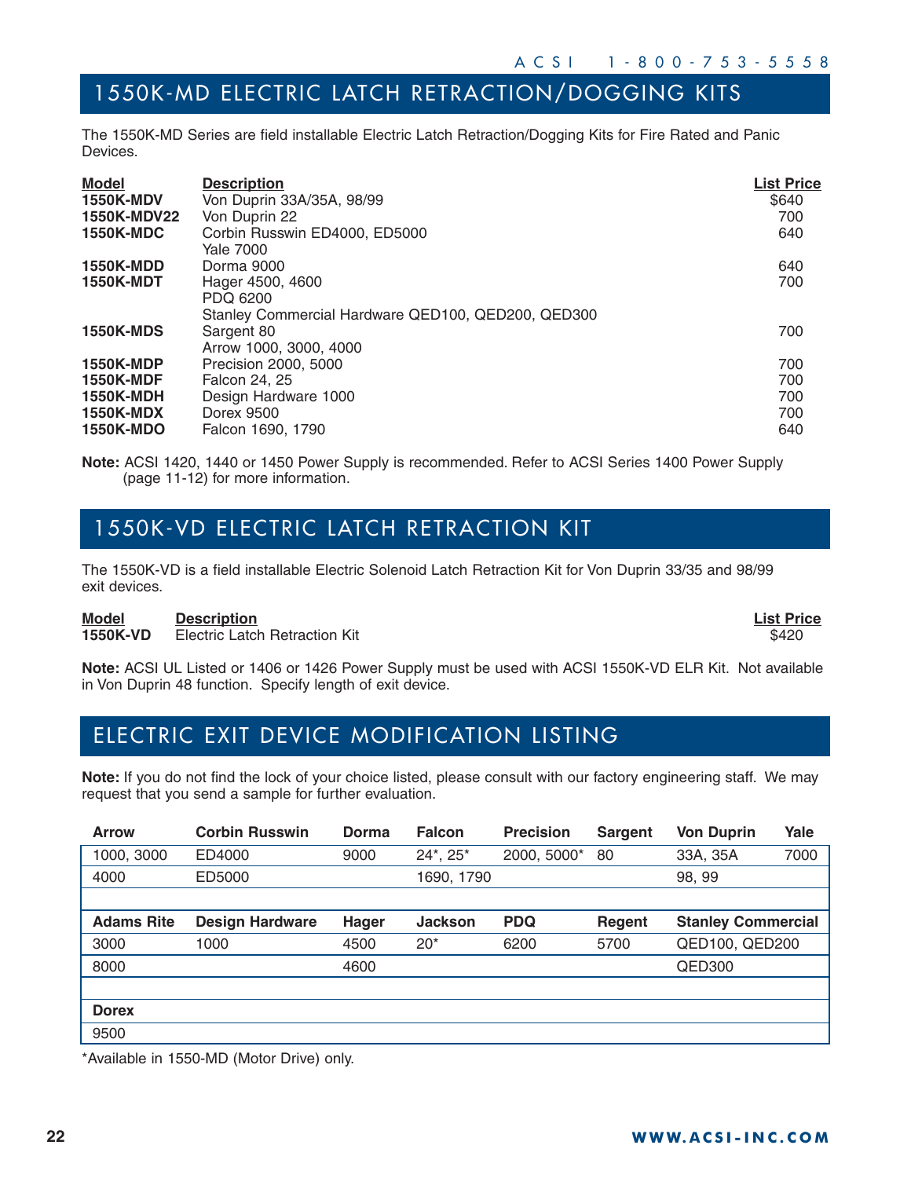## 1550K-MD ELECTRIC LATCH RETRACTION/DOGGING KITS

The 1550K-MD Series are field installable Electric Latch Retraction/Dogging Kits for Fire Rated and Panic Devices.

| Model | Description | List Price |
|---|---|---|
| **1550K-MDV** | Von Duprin 33A/35A, 98/99 | $640 |
| **1550K-MDV22** | Von Duprin 22 | 700 |
| **1550K-MDC** | Corbin Russwin ED4000, ED5000<br>Yale 7000 | 640 |
| **1550K-MDD** | Dorma 9000 | 640 |
| **1550K-MDT** | Hager 4500, 4600<br>PDQ 6200<br>Stanley Commercial Hardware QED100, QED200, QED300 | 700 |
| **1550K-MDS** | Sargent 80<br>Arrow 1000, 3000, 4000 | 700 |
| **1550K-MDP** | Precision 2000, 5000 | 700 |
| **1550K-MDF** | Falcon 24, 25 | 700 |
| **1550K-MDH** | Design Hardware 1000 | 700 |
| **1550K-MDX** | Dorex 9500 | 700 |
| **1550K-MDO** | Falcon 1690, 1790 | 640 |

**Note:** ACSI 1420, 1440 or 1450 Power Supply is recommended. Refer to ACSI Series 1400 Power Supply (page 11-12) for more information.

## 1550K-VD ELECTRIC LATCH RETRACTION KIT

The 1550K-VD is a field installable Electric Solenoid Latch Retraction Kit for Von Duprin 33/35 and 98/99 exit devices.

| Model | Description | List Price |
|---|---|---|
| **1550K-VD** | Electric Latch Retraction Kit | $420 |

**Note:** ACSI UL Listed or 1406 or 1426 Power Supply must be used with ACSI 1550K-VD ELR Kit. Not available in Von Duprin 48 function. Specify length of exit device.

## ELECTRIC EXIT DEVICE MODIFICATION LISTING

**Note:** If you do not find the lock of your choice listed, please consult with our factory engineering staff. We may request that you send a sample for further evaluation.

| Arrow | Corbin Russwin | Dorma | Falcon | Precision | Sargent | Von Duprin | Yale |
|---|---|---|---|---|---|---|---|
| 1000, 3000 | ED4000 | 9000 | 24*, 25* | 2000, 5000* | 80 | 33A, 35A | 7000 |
| 4000 | ED5000 | | 1690, 1790 | | | 98, 99 | |
| | | | | | | | |
| **Adams Rite** | **Design Hardware** | **Hager** | **Jackson** | **PDQ** | **Regent** | **Stanley Commercial** | |
| 3000 | 1000 | 4500 | 20* | 6200 | 5700 | QED100, QED200 | |
| 8000 | | 4600 | | | | QED300 | |
| | | | | | | | |
| **Dorex** | | | | | | | |
| 9500 | | | | | | | |

*Available in 1550-MD (Motor Drive) only.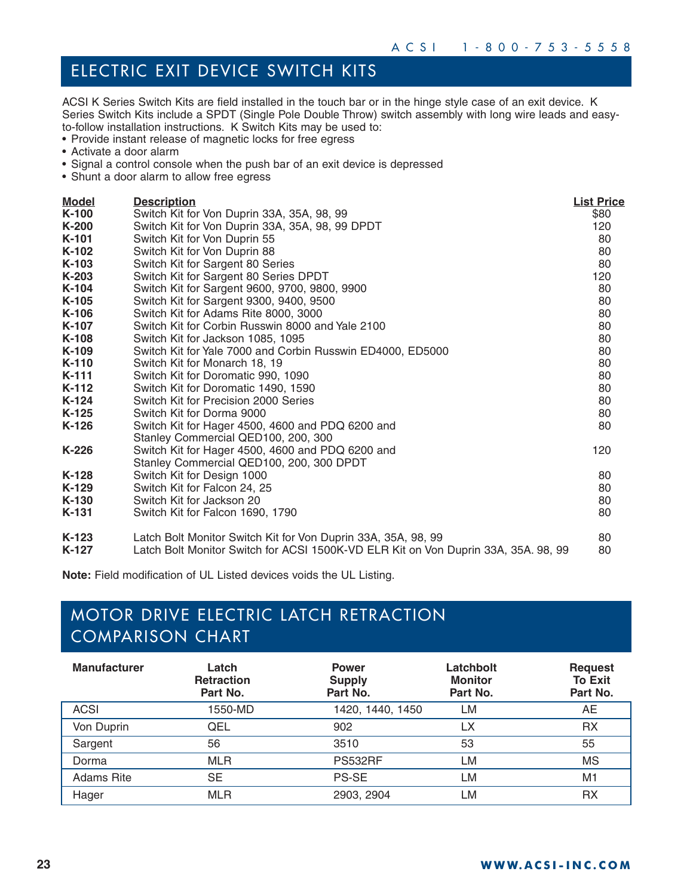## ELECTRIC EXIT DEVICE SWITCH KITS

ACSI K Series Switch Kits are field installed in the touch bar or in the hinge style case of an exit device. K Series Switch Kits include a SPDT (Single Pole Double Throw) switch assembly with long wire leads and easy-to-follow installation instructions. K Switch Kits may be used to:

- Provide instant release of magnetic locks for free egress
- Activate a door alarm
- Signal a control console when the push bar of an exit device is depressed
- Shunt a door alarm to allow free egress

| Model | Description | List Price |
|---|---|---|
| **K-100** | Switch Kit for Von Duprin 33A, 35A, 98, 99 | $80 |
| **K-200** | Switch Kit for Von Duprin 33A, 35A, 98, 99 DPDT | 120 |
| **K-101** | Switch Kit for Von Duprin 55 | 80 |
| **K-102** | Switch Kit for Von Duprin 88 | 80 |
| **K-103** | Switch Kit for Sargent 80 Series | 80 |
| **K-203** | Switch Kit for Sargent 80 Series DPDT | 120 |
| **K-104** | Switch Kit for Sargent 9600, 9700, 9800, 9900 | 80 |
| **K-105** | Switch Kit for Sargent 9300, 9400, 9500 | 80 |
| **K-106** | Switch Kit for Adams Rite 8000, 3000 | 80 |
| **K-107** | Switch Kit for Corbin Russwin 8000 and Yale 2100 | 80 |
| **K-108** | Switch Kit for Jackson 1085, 1095 | 80 |
| **K-109** | Switch Kit for Yale 7000 and Corbin Russwin ED4000, ED5000 | 80 |
| **K-110** | Switch Kit for Monarch 18, 19 | 80 |
| **K-111** | Switch Kit for Doromatic 990, 1090 | 80 |
| **K-112** | Switch Kit for Doromatic 1490, 1590 | 80 |
| **K-124** | Switch Kit for Precision 2000 Series | 80 |
| **K-125** | Switch Kit for Dorma 9000 | 80 |
| **K-126** | Switch Kit for Hager 4500, 4600 and PDQ 6200 and Stanley Commercial QED100, 200, 300 | 80 |
| **K-226** | Switch Kit for Hager 4500, 4600 and PDQ 6200 and Stanley Commercial QED100, 200, 300 DPDT | 120 |
| **K-128** | Switch Kit for Design 1000 | 80 |
| **K-129** | Switch Kit for Falcon 24, 25 | 80 |
| **K-130** | Switch Kit for Jackson 20 | 80 |
| **K-131** | Switch Kit for Falcon 1690, 1790 | 80 |
| **K-123** | Latch Bolt Monitor Switch Kit for Von Duprin 33A, 35A, 98, 99 | 80 |
| **K-127** | Latch Bolt Monitor Switch for ACSI 1500K-VD ELR Kit on Von Duprin 33A, 35A. 98, 99 | 80 |

**Note:** Field modification of UL Listed devices voids the UL Listing.

## MOTOR DRIVE ELECTRIC LATCH RETRACTION COMPARISON CHART

| Manufacturer | Latch Retraction Part No. | Power Supply Part No. | Latchbolt Monitor Part No. | Request To Exit Part No. |
|---|---|---|---|---|
| ACSI | 1550-MD | 1420, 1440, 1450 | LM | AE |
| Von Duprin | QEL | 902 | LX | RX |
| Sargent | 56 | 3510 | 53 | 55 |
| Dorma | MLR | PS532RF | LM | MS |
| Adams Rite | SE | PS-SE | LM | M1 |
| Hager | MLR | 2903, 2904 | LM | RX |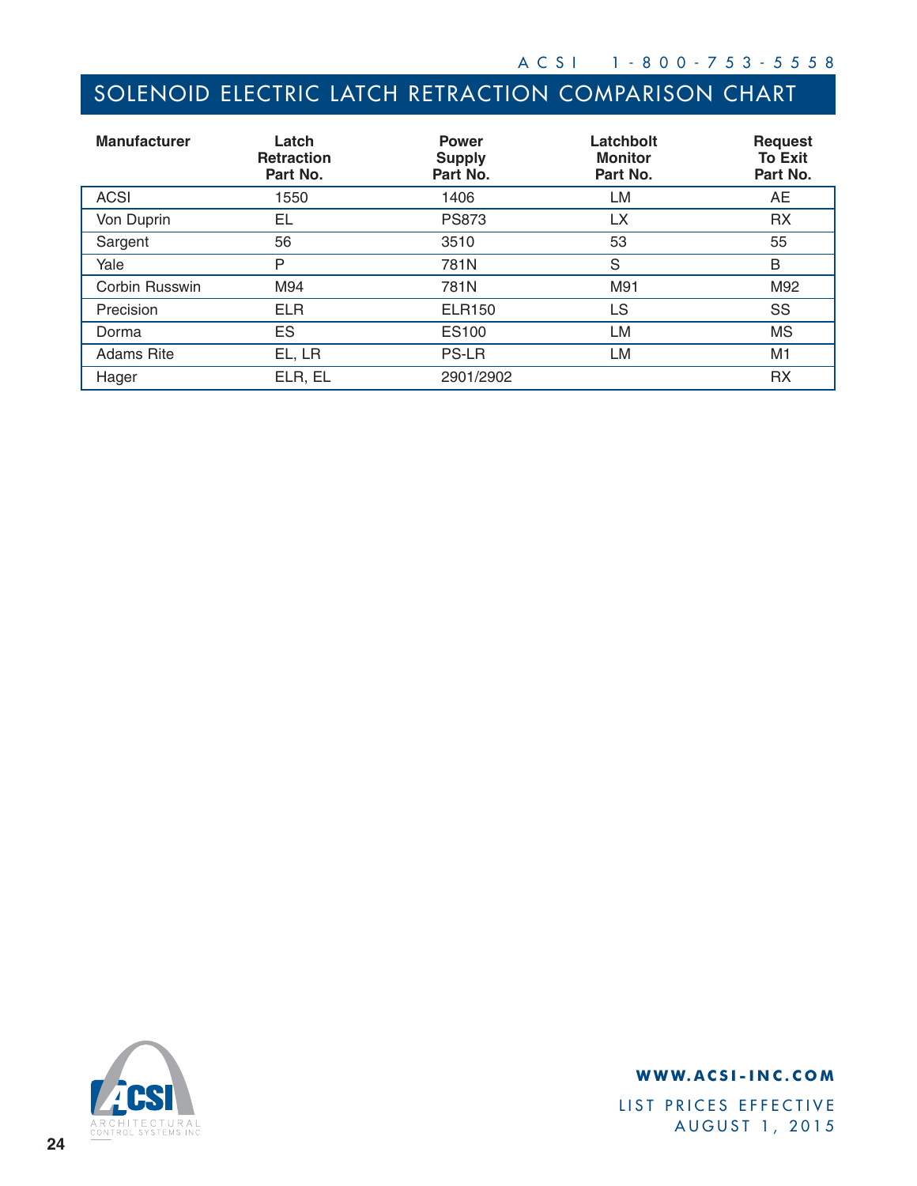# SOLENOID ELECTRIC LATCH RETRACTION COMPARISON CHART

| Manufacturer | Latch Retraction Part No. | Power Supply Part No. | Latchbolt Monitor Part No. | Request To Exit Part No. |
|---|---|---|---|---|
| ACSI | 1550 | 1406 | LM | AE |
| Von Duprin | EL | PS873 | LX | RX |
| Sargent | 56 | 3510 | 53 | 55 |
| Yale | P | 781N | S | B |
| Corbin Russwin | M94 | 781N | M91 | M92 |
| Precision | ELR | ELR150 | LS | SS |
| Dorma | ES | ES100 | LM | MS |
| Adams Rite | EL, LR | PS-LR | LM | M1 |
| Hager | ELR, EL | 2901/2902 | | RX |

**WWW.ACSI-INC.COM**

LIST PRICES EFFECTIVE AUGUST 1, 2015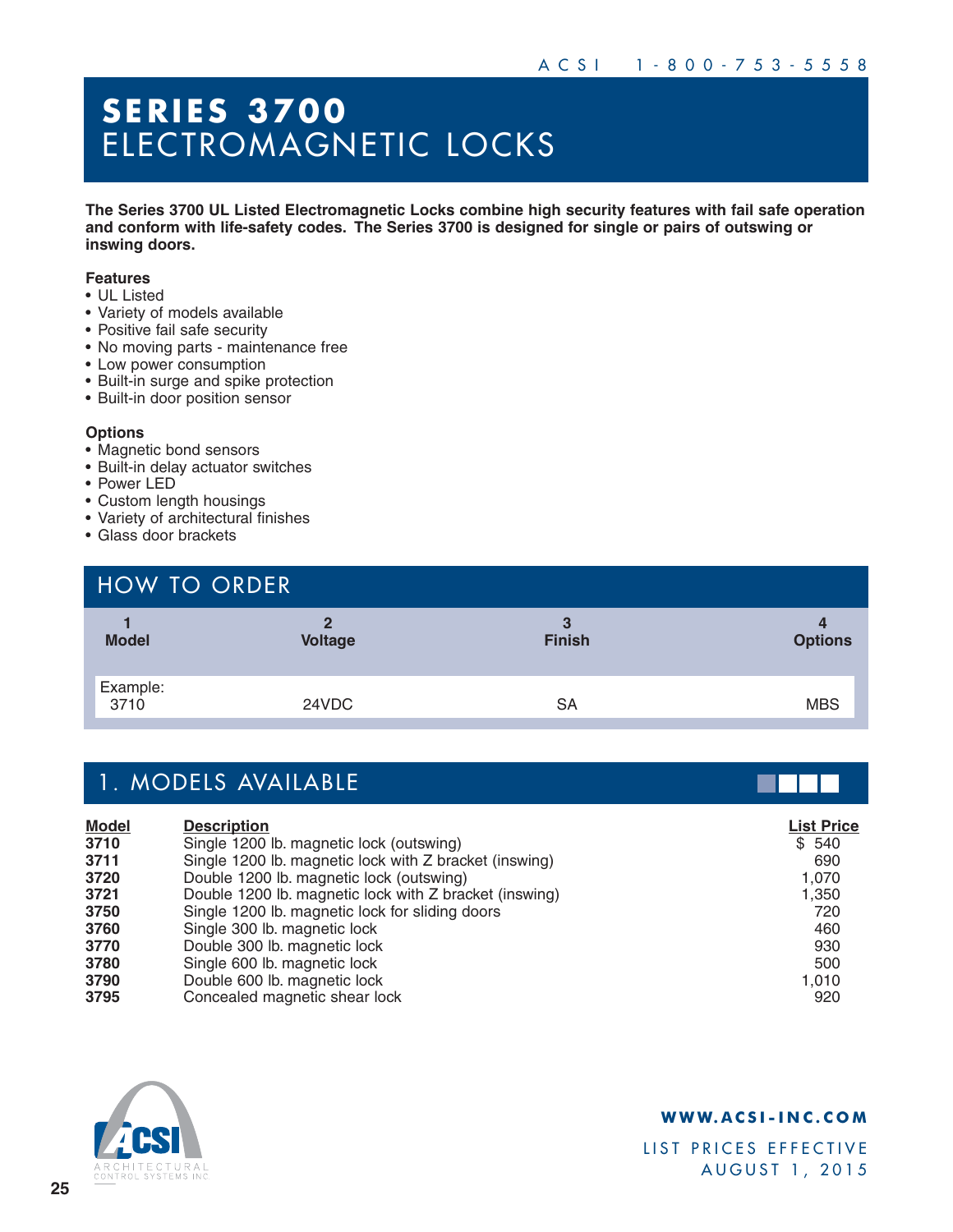# SERIES 3700
ELECTROMAGNETIC LOCKS

**The Series 3700 UL Listed Electromagnetic Locks combine high security features with fail safe operation and conform with life-safety codes. The Series 3700 is designed for single or pairs of outswing or inswing doors.**

**Features**
- UL Listed
- Variety of models available
- Positive fail safe security
- No moving parts - maintenance free
- Low power consumption
- Built-in surge and spike protection
- Built-in door position sensor

**Options**
- Magnetic bond sensors
- Built-in delay actuator switches
- Power LED
- Custom length housings
- Variety of architectural finishes
- Glass door brackets

## HOW TO ORDER

| 1 Model | 2 Voltage | 3 Finish | 4 Options |
|---|---|---|---|
| Example: 3710 | 24VDC | SA | MBS |

## 1. MODELS AVAILABLE

| Model | Description | List Price |
|---|---|---|
| **3710** | Single 1200 lb. magnetic lock (outswing) | $ 540 |
| **3711** | Single 1200 lb. magnetic lock with Z bracket (inswing) | 690 |
| **3720** | Double 1200 lb. magnetic lock (outswing) | 1,070 |
| **3721** | Double 1200 lb. magnetic lock with Z bracket (inswing) | 1,350 |
| **3750** | Single 1200 lb. magnetic lock for sliding doors | 720 |
| **3760** | Single 300 lb. magnetic lock | 460 |
| **3770** | Double 300 lb. magnetic lock | 930 |
| **3780** | Single 600 lb. magnetic lock | 500 |
| **3790** | Double 600 lb. magnetic lock | 1,010 |
| **3795** | Concealed magnetic shear lock | 920 |

**WWW.ACSI-INC.COM**

LIST PRICES EFFECTIVE AUGUST 1, 2015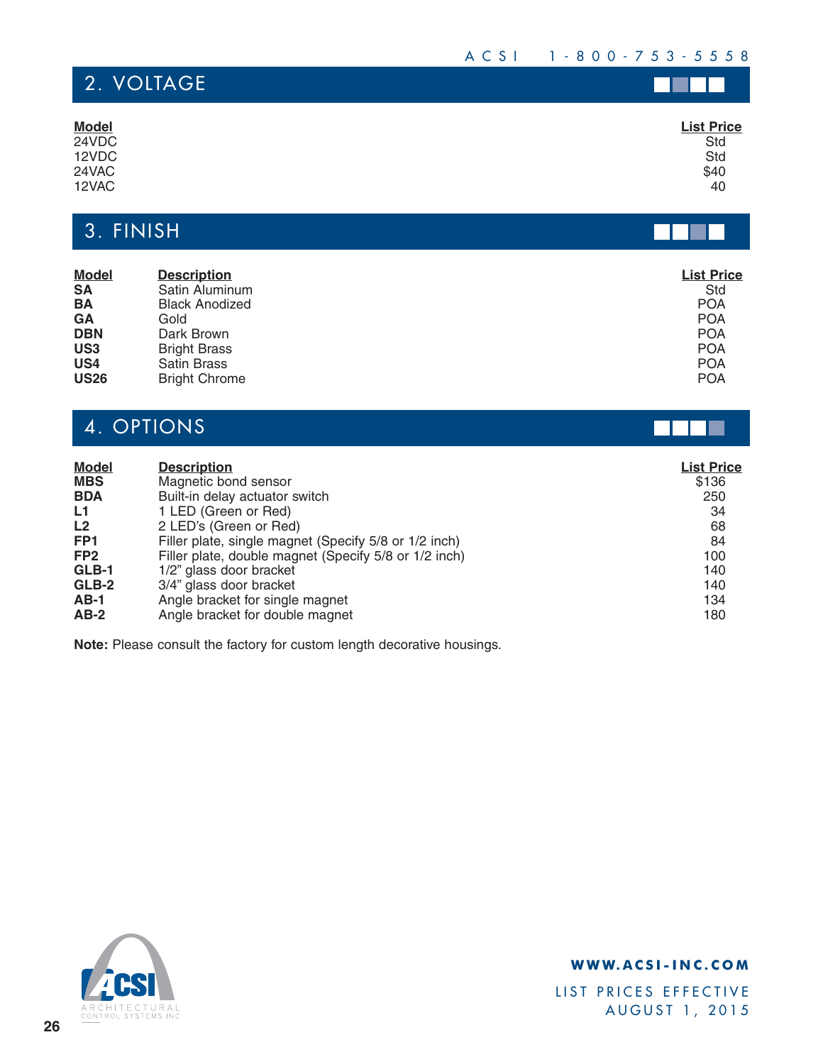## 2. VOLTAGE

| Model | List Price |
|---|---|
| 24VDC | Std |
| 12VDC | Std |
| 24VAC | $40 |
| 12VAC | 40 |

## 3. FINISH

| Model | Description | List Price |
|---|---|---|
| **SA** | Satin Aluminum | Std |
| **BA** | Black Anodized | POA |
| **GA** | Gold | POA |
| **DBN** | Dark Brown | POA |
| **US3** | Bright Brass | POA |
| **US4** | Satin Brass | POA |
| **US26** | Bright Chrome | POA |

## 4. OPTIONS

| Model | Description | List Price |
|---|---|---|
| **MBS** | Magnetic bond sensor | $136 |
| **BDA** | Built-in delay actuator switch | 250 |
| **L1** | 1 LED (Green or Red) | 34 |
| **L2** | 2 LED's (Green or Red) | 68 |
| **FP1** | Filler plate, single magnet (Specify 5/8 or 1/2 inch) | 84 |
| **FP2** | Filler plate, double magnet (Specify 5/8 or 1/2 inch) | 100 |
| **GLB-1** | 1/2" glass door bracket | 140 |
| **GLB-2** | 3/4" glass door bracket | 140 |
| **AB-1** | Angle bracket for single magnet | 134 |
| **AB-2** | Angle bracket for double magnet | 180 |

**Note:** Please consult the factory for custom length decorative housings.

**WWW.ACSI-INC.COM**

LIST PRICES EFFECTIVE AUGUST 1, 2015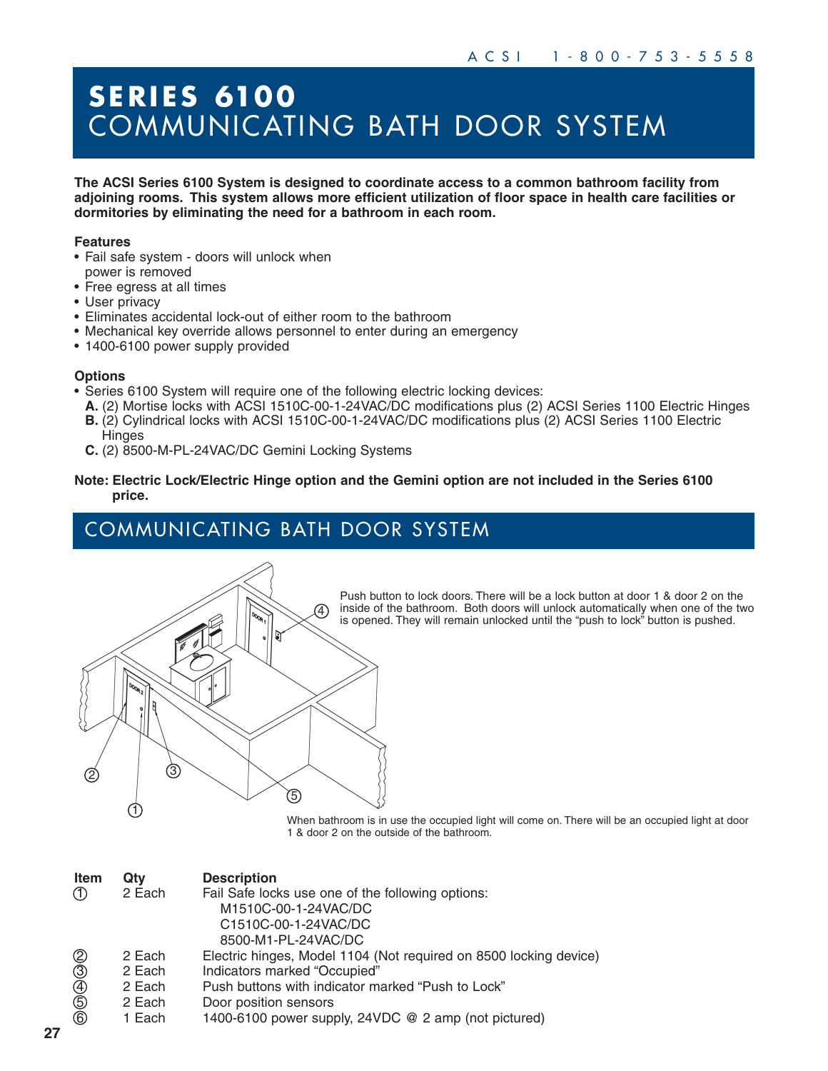# SERIES 6100
# COMMUNICATING BATH DOOR SYSTEM

**The ACSI Series 6100 System is designed to coordinate access to a common bathroom facility from adjoining rooms. This system allows more efficient utilization of floor space in health care facilities or dormitories by eliminating the need for a bathroom in each room.**

**Features**

- Fail safe system - doors will unlock when power is removed
- Free egress at all times
- User privacy
- Eliminates accidental lock-out of either room to the bathroom
- Mechanical key override allows personnel to enter during an emergency
- 1400-6100 power supply provided

**Options**

- Series 6100 System will require one of the following electric locking devices:
  - **A.** (2) Mortise locks with ACSI 1510C-00-1-24VAC/DC modifications plus (2) ACSI Series 1100 Electric Hinges
  - **B.** (2) Cylindrical locks with ACSI 1510C-00-1-24VAC/DC modifications plus (2) ACSI Series 1100 Electric Hinges
  - **C.** (2) 8500-M-PL-24VAC/DC Gemini Locking Systems

**Note: Electric Lock/Electric Hinge option and the Gemini option are not included in the Series 6100 price.**

## COMMUNICATING BATH DOOR SYSTEM

Push button to lock doors. There will be a lock button at door 1 & door 2 on the inside of the bathroom. Both doors will unlock automatically when one of the two is opened. They will remain unlocked until the "push to lock" button is pushed.

When bathroom is in use the occupied light will come on. There will be an occupied light at door 1 & door 2 on the outside of the bathroom.

| Item | Qty | Description |
|---|---|---|
| ① | 2 Each | Fail Safe locks use one of the following options: M1510C-00-1-24VAC/DC, C1510C-00-1-24VAC/DC, 8500-M1-PL-24VAC/DC |
| ② | 2 Each | Electric hinges, Model 1104 (Not required on 8500 locking device) |
| ③ | 2 Each | Indicators marked "Occupied" |
| ④ | 2 Each | Push buttons with indicator marked "Push to Lock" |
| ⑤ | 2 Each | Door position sensors |
| ⑥ | 1 Each | 1400-6100 power supply, 24VDC @ 2 amp (not pictured) |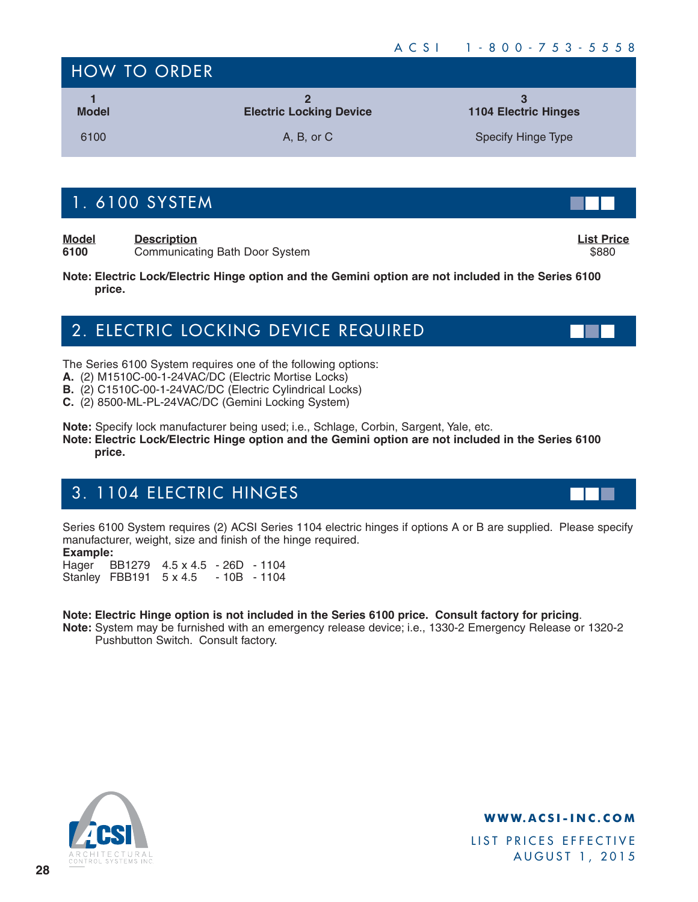## HOW TO ORDER

| 1<br>Model | 2<br>Electric Locking Device | 3<br>1104 Electric Hinges |
|---|---|---|
| 6100 | A, B, or C | Specify Hinge Type |

## 1. 6100 SYSTEM

| Model | Description | List Price |
|---|---|---|
| **6100** | Communicating Bath Door System | $880 |

**Note: Electric Lock/Electric Hinge option and the Gemini option are not included in the Series 6100 price.**

## 2. ELECTRIC LOCKING DEVICE REQUIRED

The Series 6100 System requires one of the following options:

**A.** (2) M1510C-00-1-24VAC/DC (Electric Mortise Locks)
**B.** (2) C1510C-00-1-24VAC/DC (Electric Cylindrical Locks)
**C.** (2) 8500-ML-PL-24VAC/DC (Gemini Locking System)

**Note:** Specify lock manufacturer being used; i.e., Schlage, Corbin, Sargent, Yale, etc.
**Note: Electric Lock/Electric Hinge option and the Gemini option are not included in the Series 6100 price.**

## 3. 1104 ELECTRIC HINGES

Series 6100 System requires (2) ACSI Series 1104 electric hinges if options A or B are supplied. Please specify manufacturer, weight, size and finish of the hinge required.

**Example:**

| | | | | |
|---|---|---|---|---|
| Hager | BB1279 | 4.5 x 4.5 | - 26D | - 1104 |
| Stanley | FBB191 | 5 x 4.5 | - 10B | - 1104 |

**Note: Electric Hinge option is not included in the Series 6100 price. Consult factory for pricing**.
**Note:** System may be furnished with an emergency release device; i.e., 1330-2 Emergency Release or 1320-2 Pushbutton Switch. Consult factory.

WWW.ACSI-INC.COM

LIST PRICES EFFECTIVE AUGUST 1, 2015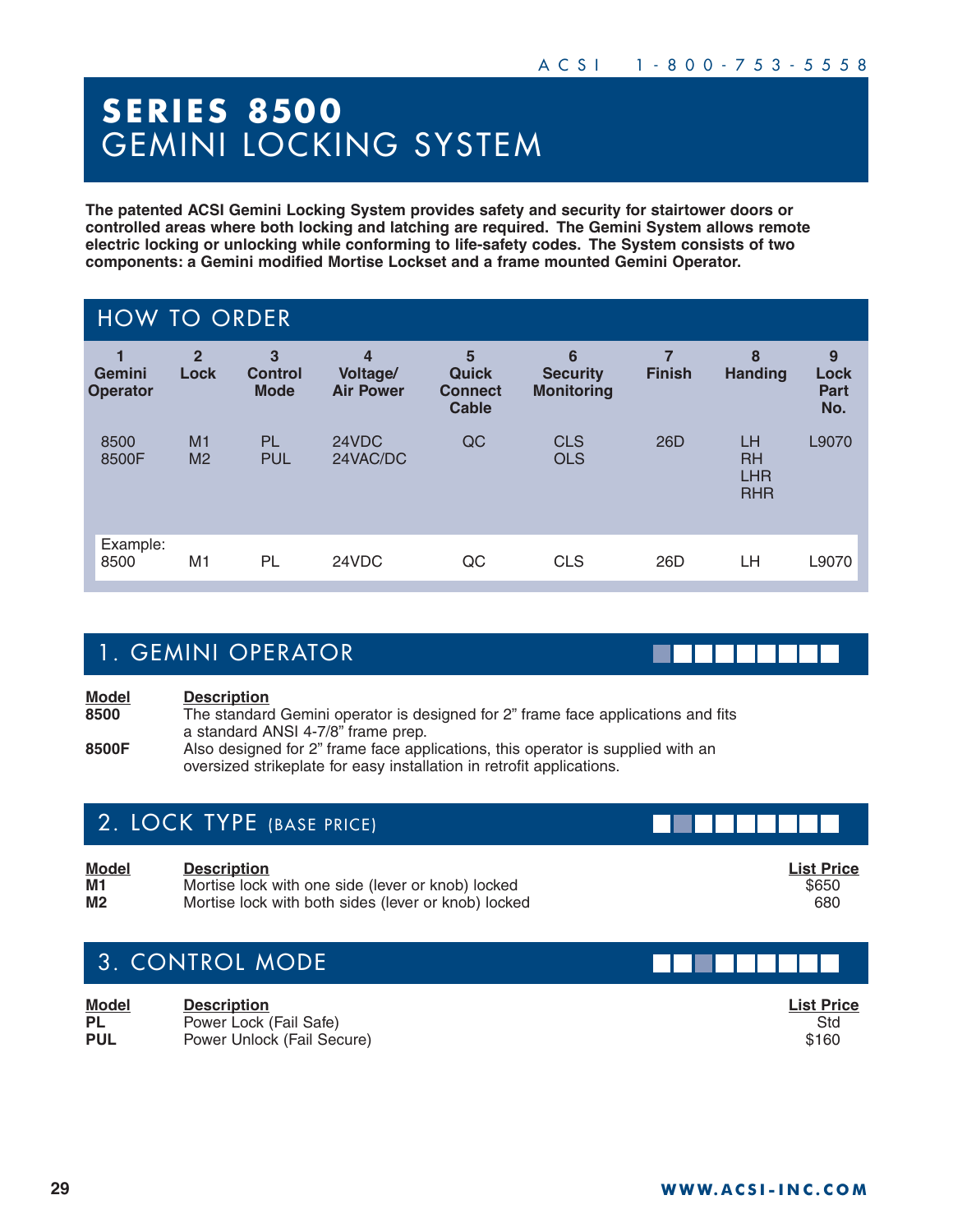# SERIES 8500 GEMINI LOCKING SYSTEM

**The patented ACSI Gemini Locking System provides safety and security for stairtower doors or controlled areas where both locking and latching are required. The Gemini System allows remote electric locking or unlocking while conforming to life-safety codes. The System consists of two components: a Gemini modified Mortise Lockset and a frame mounted Gemini Operator.**

## HOW TO ORDER

| 1 Gemini Operator | 2 Lock | 3 Control Mode | 4 Voltage/ Air Power | 5 Quick Connect Cable | 6 Security Monitoring | 7 Finish | 8 Handing | 9 Lock Part No. |
|---|---|---|---|---|---|---|---|---|
| 8500<br>8500F | M1<br>M2 | PL<br>PUL | 24VDC<br>24VAC/DC | QC | CLS<br>OLS | 26D | LH<br>RH<br>LHR<br>RHR | L9070 |
| Example:<br>8500 | M1 | PL | 24VDC | QC | CLS | 26D | LH | L9070 |

## 1. GEMINI OPERATOR

| Model | Description |
|---|---|
| **8500** | The standard Gemini operator is designed for 2" frame face applications and fits a standard ANSI 4-7/8" frame prep. |
| **8500F** | Also designed for 2" frame face applications, this operator is supplied with an oversized strikeplate for easy installation in retrofit applications. |

## 2. LOCK TYPE (BASE PRICE)

| Model | Description | List Price |
|---|---|---|
| **M1** | Mortise lock with one side (lever or knob) locked | $650 |
| **M2** | Mortise lock with both sides (lever or knob) locked | 680 |

## 3. CONTROL MODE

| Model | Description | List Price |
|---|---|---|
| **PL** | Power Lock (Fail Safe) | Std |
| **PUL** | Power Unlock (Fail Secure) | $160 |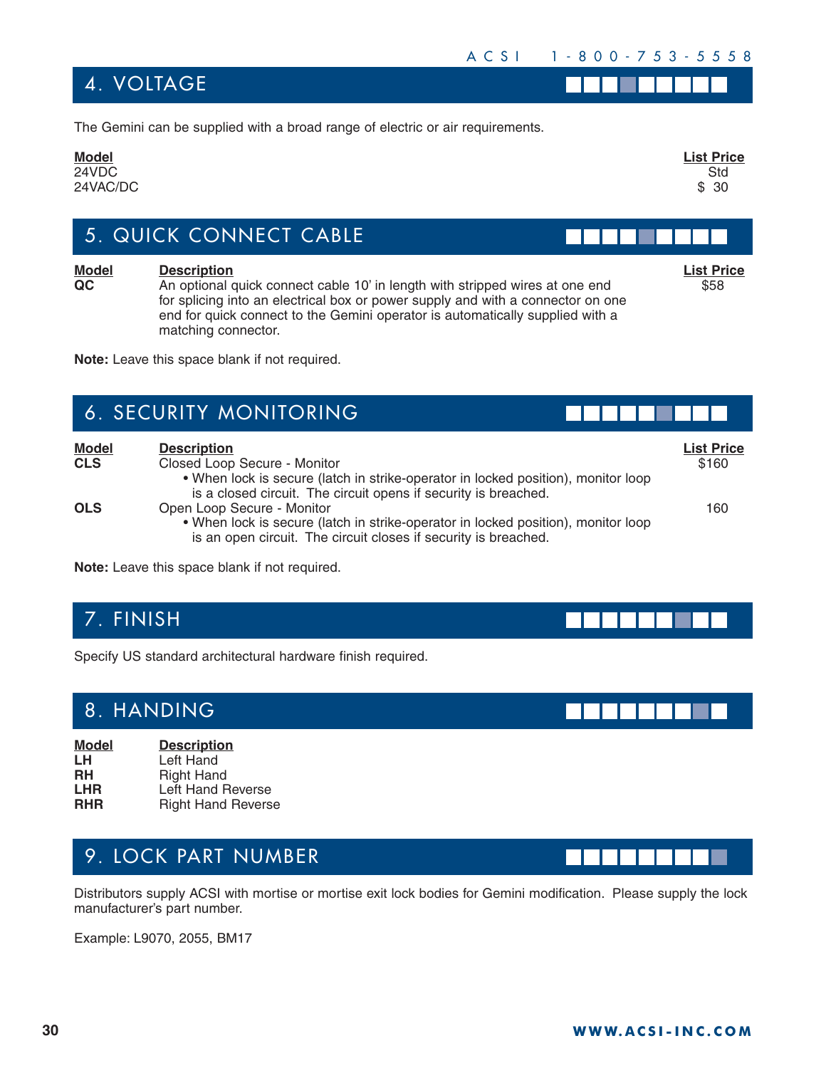## 4. VOLTAGE

The Gemini can be supplied with a broad range of electric or air requirements.

| Model | List Price |
|---|---|
| 24VDC | Std |
| 24VAC/DC | $ 30 |

## 5. QUICK CONNECT CABLE

| Model | Description | List Price |
|---|---|---|
| **QC** | An optional quick connect cable 10' in length with stripped wires at one end for splicing into an electrical box or power supply and with a connector on one end for quick connect to the Gemini operator is automatically supplied with a matching connector. | $58 |

**Note:** Leave this space blank if not required.

## 6. SECURITY MONITORING

| Model | Description | List Price |
|---|---|---|
| **CLS** | Closed Loop Secure - Monitor<br>• When lock is secure (latch in strike-operator in locked position), monitor loop is a closed circuit. The circuit opens if security is breached. | $160 |
| **OLS** | Open Loop Secure - Monitor<br>• When lock is secure (latch in strike-operator in locked position), monitor loop is an open circuit. The circuit closes if security is breached. | 160 |

**Note:** Leave this space blank if not required.

## 7. FINISH

Specify US standard architectural hardware finish required.

## 8. HANDING

| Model | Description |
|---|---|
| **LH** | Left Hand |
| **RH** | Right Hand |
| **LHR** | Left Hand Reverse |
| **RHR** | Right Hand Reverse |

## 9. LOCK PART NUMBER

Distributors supply ACSI with mortise or mortise exit lock bodies for Gemini modification. Please supply the lock manufacturer's part number.

Example: L9070, 2055, BM17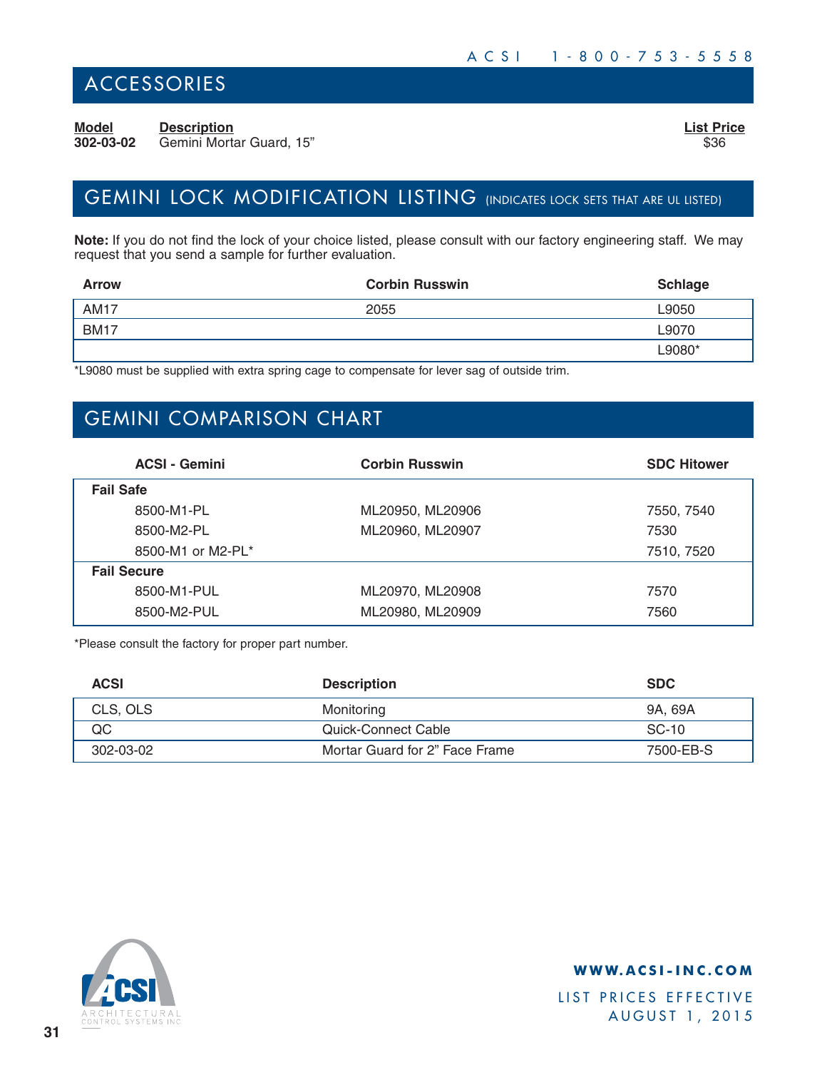## ACCESSORIES

| Model | Description | List Price |
|---|---|---|
| **302-03-02** | Gemini Mortar Guard, 15” | $36 |

## GEMINI LOCK MODIFICATION LISTING (INDICATES LOCK SETS THAT ARE UL LISTED)

**Note:** If you do not find the lock of your choice listed, please consult with our factory engineering staff. We may request that you send a sample for further evaluation.

| Arrow | Corbin Russwin | Schlage |
|---|---|---|
| AM17 | 2055 | L9050 |
| BM17 | | L9070 |
| | | L9080* |

*L9080 must be supplied with extra spring cage to compensate for lever sag of outside trim.

## GEMINI COMPARISON CHART

| ACSI - Gemini | Corbin Russwin | SDC Hitower |
|---|---|---|
| **Fail Safe** | | |
| 8500-M1-PL | ML20950, ML20906 | 7550, 7540 |
| 8500-M2-PL | ML20960, ML20907 | 7530 |
| 8500-M1 or M2-PL* | | 7510, 7520 |
| **Fail Secure** | | |
| 8500-M1-PUL | ML20970, ML20908 | 7570 |
| 8500-M2-PUL | ML20980, ML20909 | 7560 |

*Please consult the factory for proper part number.

| ACSI | Description | SDC |
|---|---|---|
| CLS, OLS | Monitoring | 9A, 69A |
| QC | Quick-Connect Cable | SC-10 |
| 302-03-02 | Mortar Guard for 2” Face Frame | 7500-EB-S |

**WWW.ACSI-INC.COM**

LIST PRICES EFFECTIVE AUGUST 1, 2015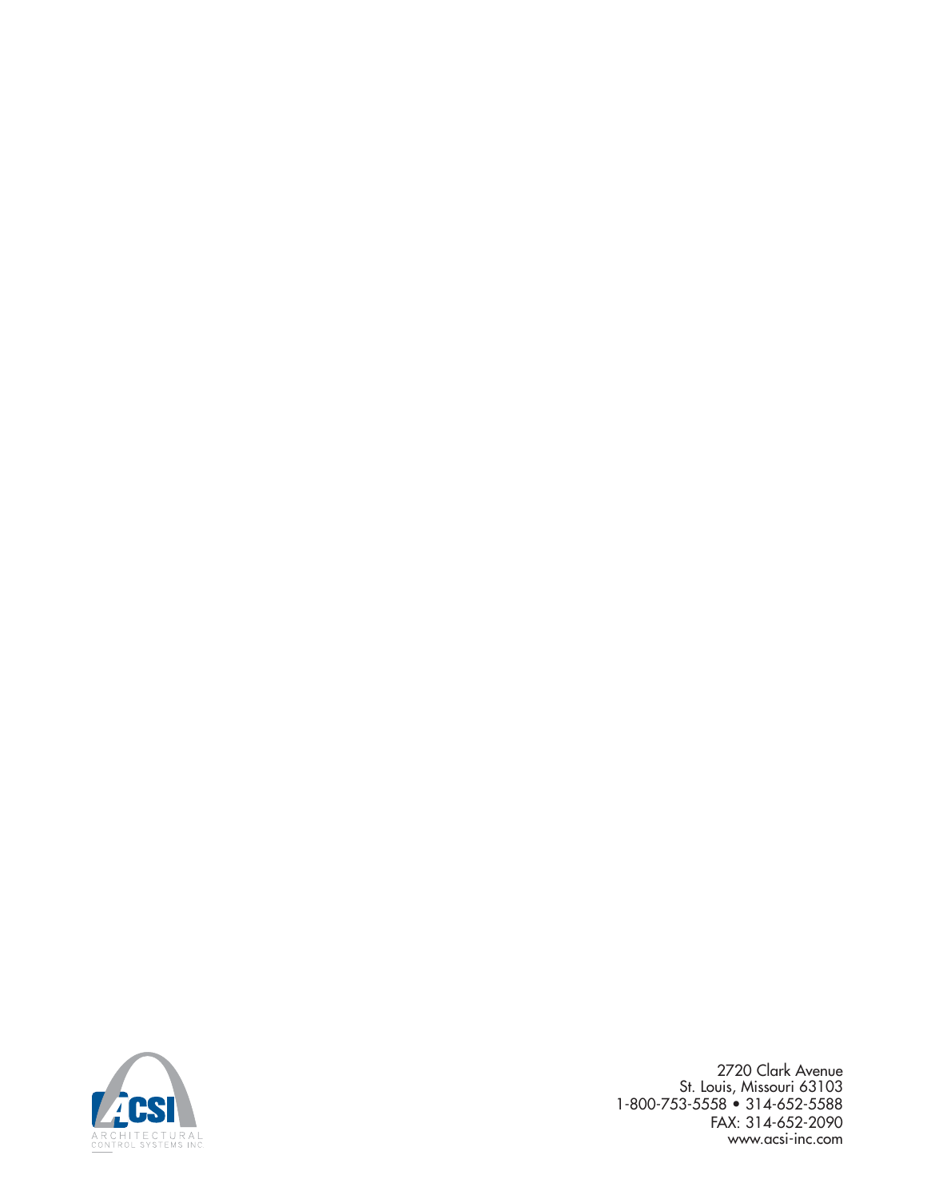ACSI
ARCHITECTURAL
CONTROL SYSTEMS INC.

2720 Clark Avenue
St. Louis, Missouri 63103
1-800-753-5558 • 314-652-5588
FAX: 314-652-2090
www.acsi-inc.com